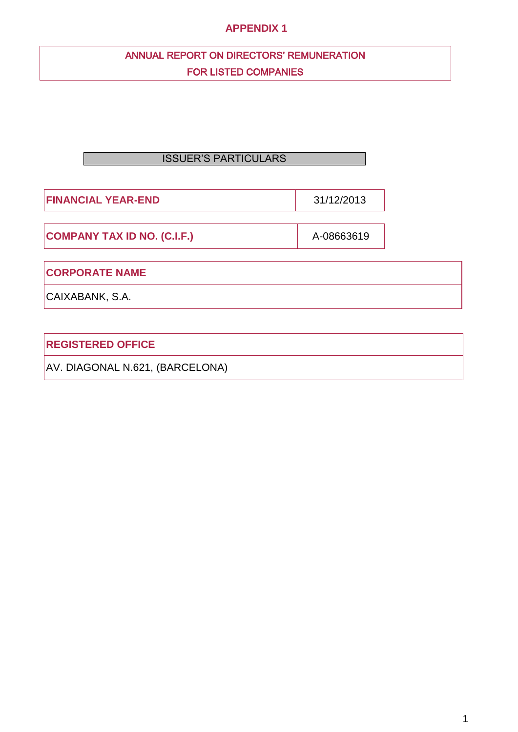# APPENDIX 1

## ANNUAL REPORT ON DIRECTORS' REMUNERATION FOR LISTED COMPANIES

### ISSUER'S PARTICULARS

| FINANCIAL YEAR-END | 31/12/2013 |
|---|---|

| COMPANY TAX ID NO. (C.I.F.) | A-08663619 |
|---|---|

| CORPORATE NAME |
|---|
| CAIXABANK, S.A. |

| REGISTERED OFFICE |
|---|
| AV. DIAGONAL N.621, (BARCELONA) |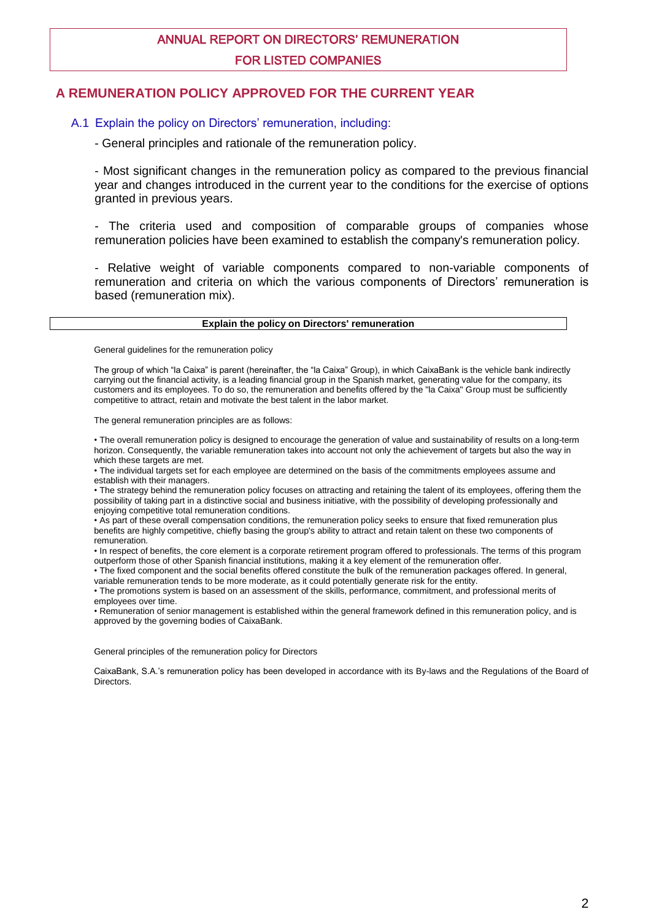# ANNUAL REPORT ON DIRECTORS' REMUNERATION FOR LISTED COMPANIES

## A REMUNERATION POLICY APPROVED FOR THE CURRENT YEAR

### A.1 Explain the policy on Directors' remuneration, including:

- General principles and rationale of the remuneration policy.

- Most significant changes in the remuneration policy as compared to the previous financial year and changes introduced in the current year to the conditions for the exercise of options granted in previous years.

- The criteria used and composition of comparable groups of companies whose remuneration policies have been examined to establish the company's remuneration policy.

- Relative weight of variable components compared to non-variable components of remuneration and criteria on which the various components of Directors' remuneration is based (remuneration mix).

**Explain the policy on Directors' remuneration**

General guidelines for the remuneration policy

The group of which "la Caixa" is parent (hereinafter, the "la Caixa" Group), in which CaixaBank is the vehicle bank indirectly carrying out the financial activity, is a leading financial group in the Spanish market, generating value for the company, its customers and its employees. To do so, the remuneration and benefits offered by the "la Caixa" Group must be sufficiently competitive to attract, retain and motivate the best talent in the labor market.

The general remuneration principles are as follows:

• The overall remuneration policy is designed to encourage the generation of value and sustainability of results on a long-term horizon. Consequently, the variable remuneration takes into account not only the achievement of targets but also the way in which these targets are met.
• The individual targets set for each employee are determined on the basis of the commitments employees assume and establish with their managers.
• The strategy behind the remuneration policy focuses on attracting and retaining the talent of its employees, offering them the possibility of taking part in a distinctive social and business initiative, with the possibility of developing professionally and enjoying competitive total remuneration conditions.
• As part of these overall compensation conditions, the remuneration policy seeks to ensure that fixed remuneration plus benefits are highly competitive, chiefly basing the group's ability to attract and retain talent on these two components of remuneration.
• In respect of benefits, the core element is a corporate retirement program offered to professionals. The terms of this program outperform those of other Spanish financial institutions, making it a key element of the remuneration offer.
• The fixed component and the social benefits offered constitute the bulk of the remuneration packages offered. In general, variable remuneration tends to be more moderate, as it could potentially generate risk for the entity.
• The promotions system is based on an assessment of the skills, performance, commitment, and professional merits of employees over time.
• Remuneration of senior management is established within the general framework defined in this remuneration policy, and is approved by the governing bodies of CaixaBank.

General principles of the remuneration policy for Directors

CaixaBank, S.A.'s remuneration policy has been developed in accordance with its By-laws and the Regulations of the Board of Directors.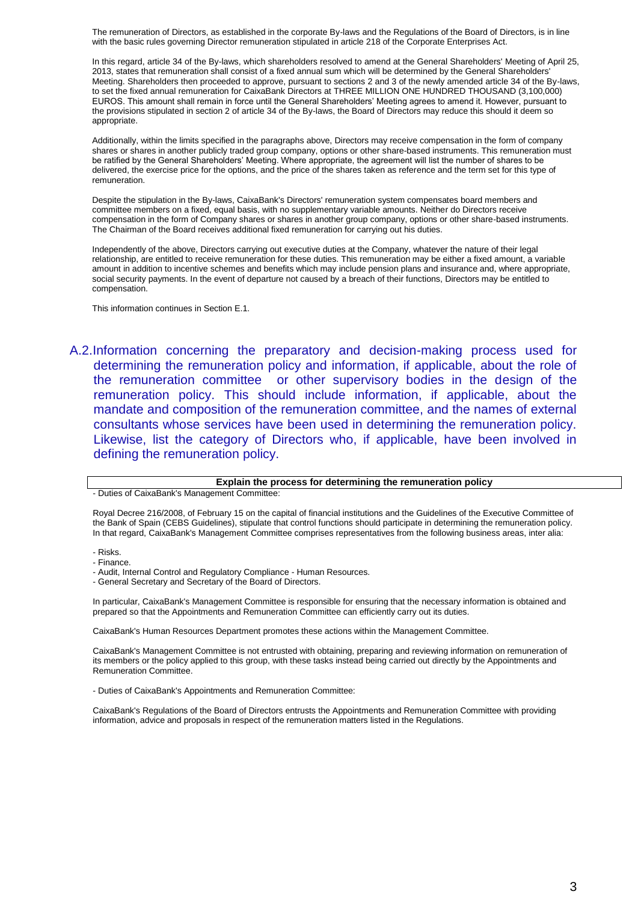The remuneration of Directors, as established in the corporate By-laws and the Regulations of the Board of Directors, is in line with the basic rules governing Director remuneration stipulated in article 218 of the Corporate Enterprises Act.

In this regard, article 34 of the By-laws, which shareholders resolved to amend at the General Shareholders' Meeting of April 25, 2013, states that remuneration shall consist of a fixed annual sum which will be determined by the General Shareholders' Meeting. Shareholders then proceeded to approve, pursuant to sections 2 and 3 of the newly amended article 34 of the By-laws, to set the fixed annual remuneration for CaixaBank Directors at THREE MILLION ONE HUNDRED THOUSAND (3,100,000) EUROS. This amount shall remain in force until the General Shareholders' Meeting agrees to amend it. However, pursuant to the provisions stipulated in section 2 of article 34 of the By-laws, the Board of Directors may reduce this should it deem so appropriate.

Additionally, within the limits specified in the paragraphs above, Directors may receive compensation in the form of company shares or shares in another publicly traded group company, options or other share-based instruments. This remuneration must be ratified by the General Shareholders' Meeting. Where appropriate, the agreement will list the number of shares to be delivered, the exercise price for the options, and the price of the shares taken as reference and the term set for this type of remuneration.

Despite the stipulation in the By-laws, CaixaBank's Directors' remuneration system compensates board members and committee members on a fixed, equal basis, with no supplementary variable amounts. Neither do Directors receive compensation in the form of Company shares or shares in another group company, options or other share-based instruments. The Chairman of the Board receives additional fixed remuneration for carrying out his duties.

Independently of the above, Directors carrying out executive duties at the Company, whatever the nature of their legal relationship, are entitled to receive remuneration for these duties. This remuneration may be either a fixed amount, a variable amount in addition to incentive schemes and benefits which may include pension plans and insurance and, where appropriate, social security payments. In the event of departure not caused by a breach of their functions, Directors may be entitled to compensation.

This information continues in Section E.1.

## A.2. Information concerning the preparatory and decision-making process used for determining the remuneration policy and information, if applicable, about the role of the remuneration committee or other supervisory bodies in the design of the remuneration policy. This should include information, if applicable, about the mandate and composition of the remuneration committee, and the names of external consultants whose services have been used in determining the remuneration policy. Likewise, list the category of Directors who, if applicable, have been involved in defining the remuneration policy.

**Explain the process for determining the remuneration policy**

- Duties of CaixaBank's Management Committee:

Royal Decree 216/2008, of February 15 on the capital of financial institutions and the Guidelines of the Executive Committee of the Bank of Spain (CEBS Guidelines), stipulate that control functions should participate in determining the remuneration policy. In that regard, CaixaBank's Management Committee comprises representatives from the following business areas, inter alia:

- Risks.
- Finance.
- Audit, Internal Control and Regulatory Compliance - Human Resources.
- General Secretary and Secretary of the Board of Directors.

In particular, CaixaBank's Management Committee is responsible for ensuring that the necessary information is obtained and prepared so that the Appointments and Remuneration Committee can efficiently carry out its duties.

CaixaBank's Human Resources Department promotes these actions within the Management Committee.

CaixaBank's Management Committee is not entrusted with obtaining, preparing and reviewing information on remuneration of its members or the policy applied to this group, with these tasks instead being carried out directly by the Appointments and Remuneration Committee.

- Duties of CaixaBank's Appointments and Remuneration Committee:

CaixaBank's Regulations of the Board of Directors entrusts the Appointments and Remuneration Committee with providing information, advice and proposals in respect of the remuneration matters listed in the Regulations.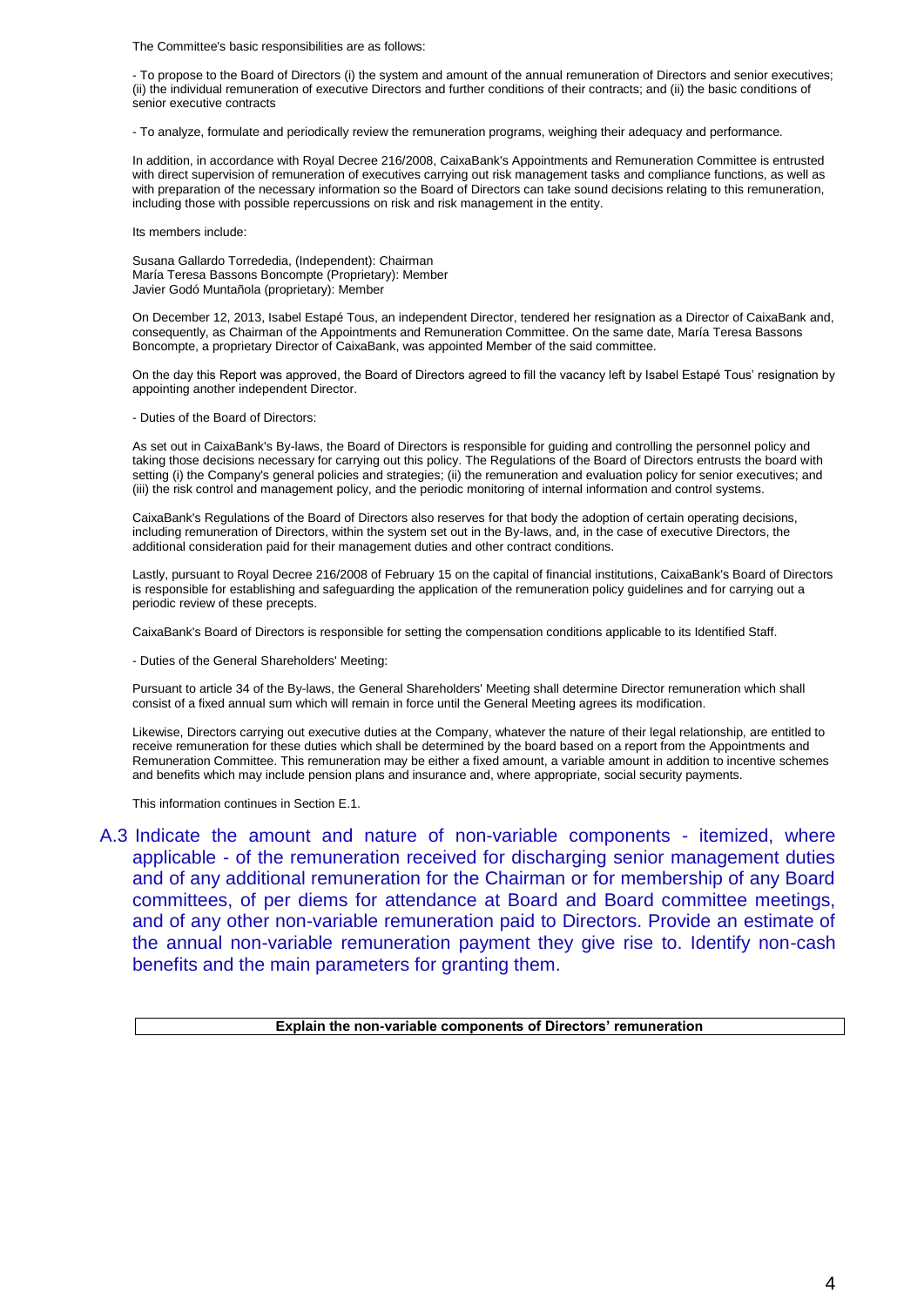The Committee's basic responsibilities are as follows:

- To propose to the Board of Directors (i) the system and amount of the annual remuneration of Directors and senior executives; (ii) the individual remuneration of executive Directors and further conditions of their contracts; and (ii) the basic conditions of senior executive contracts

- To analyze, formulate and periodically review the remuneration programs, weighing their adequacy and performance.

In addition, in accordance with Royal Decree 216/2008, CaixaBank's Appointments and Remuneration Committee is entrusted with direct supervision of remuneration of executives carrying out risk management tasks and compliance functions, as well as with preparation of the necessary information so the Board of Directors can take sound decisions relating to this remuneration, including those with possible repercussions on risk and risk management in the entity.

Its members include:

Susana Gallardo Torrededia, (Independent): Chairman
María Teresa Bassons Boncompte (Proprietary): Member
Javier Godó Muntañola (proprietary): Member

On December 12, 2013, Isabel Estapé Tous, an independent Director, tendered her resignation as a Director of CaixaBank and, consequently, as Chairman of the Appointments and Remuneration Committee. On the same date, María Teresa Bassons Boncompte, a proprietary Director of CaixaBank, was appointed Member of the said committee.

On the day this Report was approved, the Board of Directors agreed to fill the vacancy left by Isabel Estapé Tous' resignation by appointing another independent Director.

- Duties of the Board of Directors:

As set out in CaixaBank's By-laws, the Board of Directors is responsible for guiding and controlling the personnel policy and taking those decisions necessary for carrying out this policy. The Regulations of the Board of Directors entrusts the board with setting (i) the Company's general policies and strategies; (ii) the remuneration and evaluation policy for senior executives; and (iii) the risk control and management policy, and the periodic monitoring of internal information and control systems.

CaixaBank's Regulations of the Board of Directors also reserves for that body the adoption of certain operating decisions, including remuneration of Directors, within the system set out in the By-laws, and, in the case of executive Directors, the additional consideration paid for their management duties and other contract conditions.

Lastly, pursuant to Royal Decree 216/2008 of February 15 on the capital of financial institutions, CaixaBank's Board of Directors is responsible for establishing and safeguarding the application of the remuneration policy guidelines and for carrying out a periodic review of these precepts.

CaixaBank's Board of Directors is responsible for setting the compensation conditions applicable to its Identified Staff.

- Duties of the General Shareholders' Meeting:

Pursuant to article 34 of the By-laws, the General Shareholders' Meeting shall determine Director remuneration which shall consist of a fixed annual sum which will remain in force until the General Meeting agrees its modification.

Likewise, Directors carrying out executive duties at the Company, whatever the nature of their legal relationship, are entitled to receive remuneration for these duties which shall be determined by the board based on a report from the Appointments and Remuneration Committee. This remuneration may be either a fixed amount, a variable amount in addition to incentive schemes and benefits which may include pension plans and insurance and, where appropriate, social security payments.

This information continues in Section E.1.

## A.3 Indicate the amount and nature of non-variable components - itemized, where applicable - of the remuneration received for discharging senior management duties and of any additional remuneration for the Chairman or for membership of any Board committees, of per diems for attendance at Board and Board committee meetings, and of any other non-variable remuneration paid to Directors. Provide an estimate of the annual non-variable remuneration payment they give rise to. Identify non-cash benefits and the main parameters for granting them.

| Explain the non-variable components of Directors' remuneration |
|---|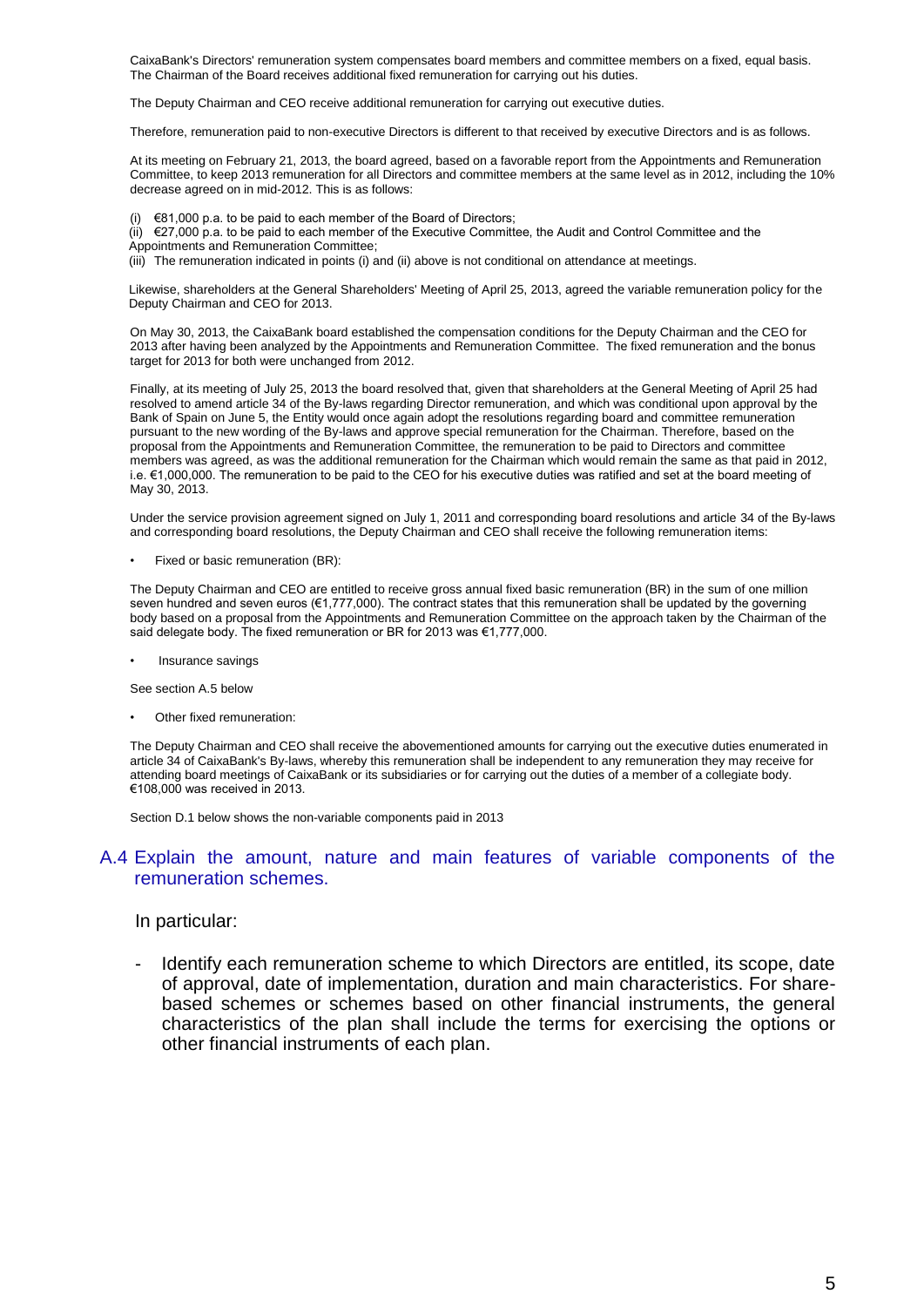CaixaBank's Directors' remuneration system compensates board members and committee members on a fixed, equal basis. The Chairman of the Board receives additional fixed remuneration for carrying out his duties.

The Deputy Chairman and CEO receive additional remuneration for carrying out executive duties.

Therefore, remuneration paid to non-executive Directors is different to that received by executive Directors and is as follows.

At its meeting on February 21, 2013, the board agreed, based on a favorable report from the Appointments and Remuneration Committee, to keep 2013 remuneration for all Directors and committee members at the same level as in 2012, including the 10% decrease agreed on in mid-2012. This is as follows:

(i) €81,000 p.a. to be paid to each member of the Board of Directors;
(ii) €27,000 p.a. to be paid to each member of the Executive Committee, the Audit and Control Committee and the Appointments and Remuneration Committee;
(iii) The remuneration indicated in points (i) and (ii) above is not conditional on attendance at meetings.

Likewise, shareholders at the General Shareholders' Meeting of April 25, 2013, agreed the variable remuneration policy for the Deputy Chairman and CEO for 2013.

On May 30, 2013, the CaixaBank board established the compensation conditions for the Deputy Chairman and the CEO for 2013 after having been analyzed by the Appointments and Remuneration Committee. The fixed remuneration and the bonus target for 2013 for both were unchanged from 2012.

Finally, at its meeting of July 25, 2013 the board resolved that, given that shareholders at the General Meeting of April 25 had resolved to amend article 34 of the By-laws regarding Director remuneration, and which was conditional upon approval by the Bank of Spain on June 5, the Entity would once again adopt the resolutions regarding board and committee remuneration pursuant to the new wording of the By-laws and approve special remuneration for the Chairman. Therefore, based on the proposal from the Appointments and Remuneration Committee, the remuneration to be paid to Directors and committee members was agreed, as was the additional remuneration for the Chairman which would remain the same as that paid in 2012, i.e. €1,000,000. The remuneration to be paid to the CEO for his executive duties was ratified and set at the board meeting of May 30, 2013.

Under the service provision agreement signed on July 1, 2011 and corresponding board resolutions and article 34 of the By-laws and corresponding board resolutions, the Deputy Chairman and CEO shall receive the following remuneration items:

- Fixed or basic remuneration (BR):

The Deputy Chairman and CEO are entitled to receive gross annual fixed basic remuneration (BR) in the sum of one million seven hundred and seven euros (€1,777,000). The contract states that this remuneration shall be updated by the governing body based on a proposal from the Appointments and Remuneration Committee on the approach taken by the Chairman of the said delegate body. The fixed remuneration or BR for 2013 was €1,777,000.

- Insurance savings

See section A.5 below

- Other fixed remuneration:

The Deputy Chairman and CEO shall receive the abovementioned amounts for carrying out the executive duties enumerated in article 34 of CaixaBank's By-laws, whereby this remuneration shall be independent to any remuneration they may receive for attending board meetings of CaixaBank or its subsidiaries or for carrying out the duties of a member of a collegiate body. €108,000 was received in 2013.

Section D.1 below shows the non-variable components paid in 2013

## A.4 Explain the amount, nature and main features of variable components of the remuneration schemes.

In particular:

- Identify each remuneration scheme to which Directors are entitled, its scope, date of approval, date of implementation, duration and main characteristics. For share-based schemes or schemes based on other financial instruments, the general characteristics of the plan shall include the terms for exercising the options or other financial instruments of each plan.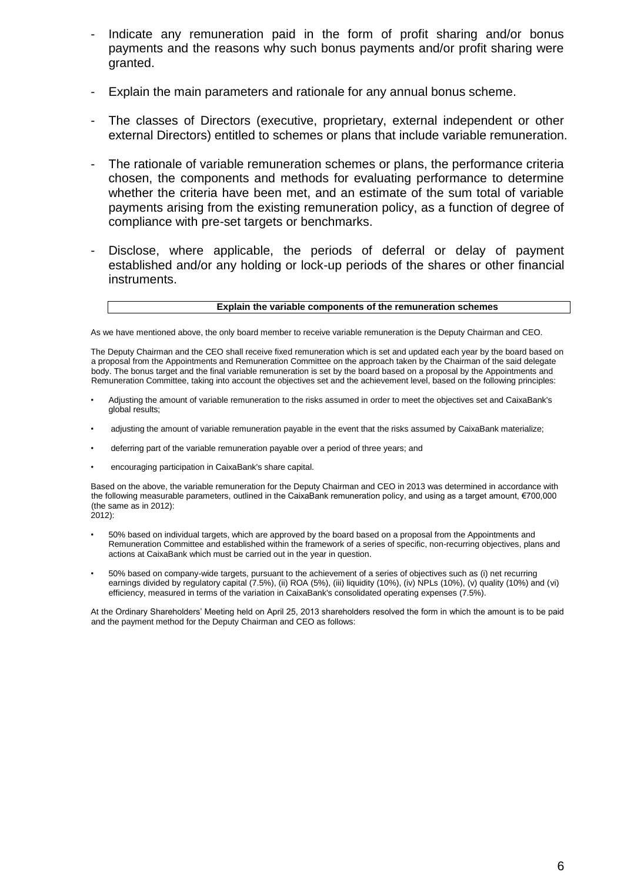- Indicate any remuneration paid in the form of profit sharing and/or bonus payments and the reasons why such bonus payments and/or profit sharing were granted.

- Explain the main parameters and rationale for any annual bonus scheme.

- The classes of Directors (executive, proprietary, external independent or other external Directors) entitled to schemes or plans that include variable remuneration.

- The rationale of variable remuneration schemes or plans, the performance criteria chosen, the components and methods for evaluating performance to determine whether the criteria have been met, and an estimate of the sum total of variable payments arising from the existing remuneration policy, as a function of degree of compliance with pre-set targets or benchmarks.

- Disclose, where applicable, the periods of deferral or delay of payment established and/or any holding or lock-up periods of the shares or other financial instruments.

| **Explain the variable components of the remuneration schemes** |
|---|

As we have mentioned above, the only board member to receive variable remuneration is the Deputy Chairman and CEO.

The Deputy Chairman and the CEO shall receive fixed remuneration which is set and updated each year by the board based on a proposal from the Appointments and Remuneration Committee on the approach taken by the Chairman of the said delegate body. The bonus target and the final variable remuneration is set by the board based on a proposal by the Appointments and Remuneration Committee, taking into account the objectives set and the achievement level, based on the following principles:

- Adjusting the amount of variable remuneration to the risks assumed in order to meet the objectives set and CaixaBank's global results;
- adjusting the amount of variable remuneration payable in the event that the risks assumed by CaixaBank materialize;
- deferring part of the variable remuneration payable over a period of three years; and
- encouraging participation in CaixaBank's share capital.

Based on the above, the variable remuneration for the Deputy Chairman and CEO in 2013 was determined in accordance with the following measurable parameters, outlined in the CaixaBank remuneration policy, and using as a target amount, €700,000 (the same as in 2012):
2012):

- 50% based on individual targets, which are approved by the board based on a proposal from the Appointments and Remuneration Committee and established within the framework of a series of specific, non-recurring objectives, plans and actions at CaixaBank which must be carried out in the year in question.
- 50% based on company-wide targets, pursuant to the achievement of a series of objectives such as (i) net recurring earnings divided by regulatory capital (7.5%), (ii) ROA (5%), (iii) liquidity (10%), (iv) NPLs (10%), (v) quality (10%) and (vi) efficiency, measured in terms of the variation in CaixaBank's consolidated operating expenses (7.5%).

At the Ordinary Shareholders' Meeting held on April 25, 2013 shareholders resolved the form in which the amount is to be paid and the payment method for the Deputy Chairman and CEO as follows: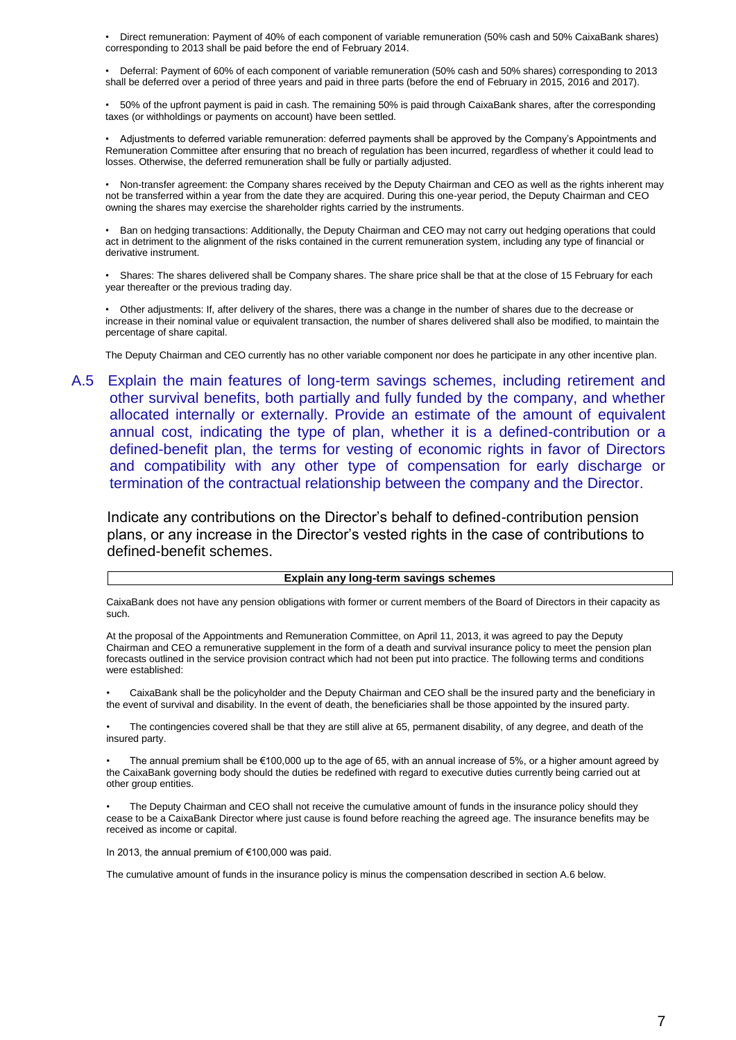- Direct remuneration: Payment of 40% of each component of variable remuneration (50% cash and 50% CaixaBank shares) corresponding to 2013 shall be paid before the end of February 2014.

- Deferral: Payment of 60% of each component of variable remuneration (50% cash and 50% shares) corresponding to 2013 shall be deferred over a period of three years and paid in three parts (before the end of February in 2015, 2016 and 2017).

- 50% of the upfront payment is paid in cash. The remaining 50% is paid through CaixaBank shares, after the corresponding taxes (or withholdings or payments on account) have been settled.

- Adjustments to deferred variable remuneration: deferred payments shall be approved by the Company's Appointments and Remuneration Committee after ensuring that no breach of regulation has been incurred, regardless of whether it could lead to losses. Otherwise, the deferred remuneration shall be fully or partially adjusted.

- Non-transfer agreement: the Company shares received by the Deputy Chairman and CEO as well as the rights inherent may not be transferred within a year from the date they are acquired. During this one-year period, the Deputy Chairman and CEO owning the shares may exercise the shareholder rights carried by the instruments.

- Ban on hedging transactions: Additionally, the Deputy Chairman and CEO may not carry out hedging operations that could act in detriment to the alignment of the risks contained in the current remuneration system, including any type of financial or derivative instrument.

- Shares: The shares delivered shall be Company shares. The share price shall be that at the close of 15 February for each year thereafter or the previous trading day.

- Other adjustments: If, after delivery of the shares, there was a change in the number of shares due to the decrease or increase in their nominal value or equivalent transaction, the number of shares delivered shall also be modified, to maintain the percentage of share capital.

The Deputy Chairman and CEO currently has no other variable component nor does he participate in any other incentive plan.

## A.5 Explain the main features of long-term savings schemes, including retirement and other survival benefits, both partially and fully funded by the company, and whether allocated internally or externally. Provide an estimate of the amount of equivalent annual cost, indicating the type of plan, whether it is a defined-contribution or a defined-benefit plan, the terms for vesting of economic rights in favor of Directors and compatibility with any other type of compensation for early discharge or termination of the contractual relationship between the company and the Director.

Indicate any contributions on the Director's behalf to defined-contribution pension plans, or any increase in the Director's vested rights in the case of contributions to defined-benefit schemes.

| Explain any long-term savings schemes |
|---|

CaixaBank does not have any pension obligations with former or current members of the Board of Directors in their capacity as such.

At the proposal of the Appointments and Remuneration Committee, on April 11, 2013, it was agreed to pay the Deputy Chairman and CEO a remunerative supplement in the form of a death and survival insurance policy to meet the pension plan forecasts outlined in the service provision contract which had not been put into practice. The following terms and conditions were established:

- CaixaBank shall be the policyholder and the Deputy Chairman and CEO shall be the insured party and the beneficiary in the event of survival and disability. In the event of death, the beneficiaries shall be those appointed by the insured party.

- The contingencies covered shall be that they are still alive at 65, permanent disability, of any degree, and death of the insured party.

- The annual premium shall be €100,000 up to the age of 65, with an annual increase of 5%, or a higher amount agreed by the CaixaBank governing body should the duties be redefined with regard to executive duties currently being carried out at other group entities.

- The Deputy Chairman and CEO shall not receive the cumulative amount of funds in the insurance policy should they cease to be a CaixaBank Director where just cause is found before reaching the agreed age. The insurance benefits may be received as income or capital.

In 2013, the annual premium of €100,000 was paid.

The cumulative amount of funds in the insurance policy is minus the compensation described in section A.6 below.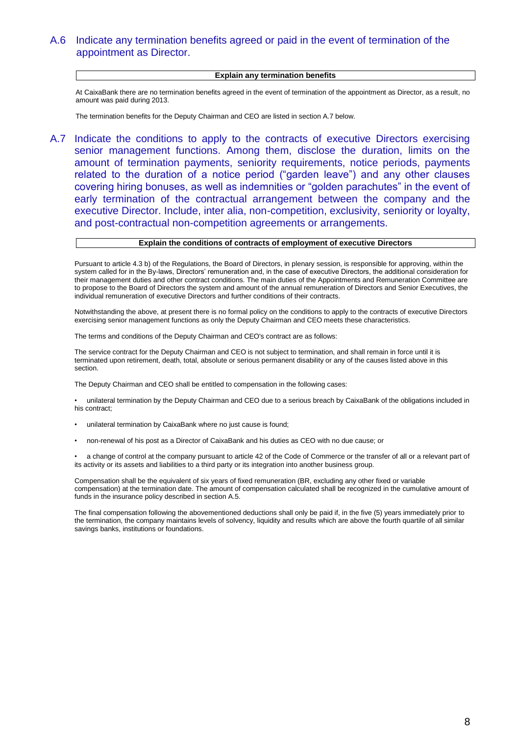## A.6 Indicate any termination benefits agreed or paid in the event of termination of the appointment as Director.

| Explain any termination benefits |
|---|

At CaixaBank there are no termination benefits agreed in the event of termination of the appointment as Director, as a result, no amount was paid during 2013.

The termination benefits for the Deputy Chairman and CEO are listed in section A.7 below.

## A.7 Indicate the conditions to apply to the contracts of executive Directors exercising senior management functions. Among them, disclose the duration, limits on the amount of termination payments, seniority requirements, notice periods, payments related to the duration of a notice period ("garden leave") and any other clauses covering hiring bonuses, as well as indemnities or "golden parachutes" in the event of early termination of the contractual arrangement between the company and the executive Director. Include, inter alia, non-competition, exclusivity, seniority or loyalty, and post-contractual non-competition agreements or arrangements.

| Explain the conditions of contracts of employment of executive Directors |
|---|

Pursuant to article 4.3 b) of the Regulations, the Board of Directors, in plenary session, is responsible for approving, within the system called for in the By-laws, Directors' remuneration and, in the case of executive Directors, the additional consideration for their management duties and other contract conditions. The main duties of the Appointments and Remuneration Committee are to propose to the Board of Directors the system and amount of the annual remuneration of Directors and Senior Executives, the individual remuneration of executive Directors and further conditions of their contracts.

Notwithstanding the above, at present there is no formal policy on the conditions to apply to the contracts of executive Directors exercising senior management functions as only the Deputy Chairman and CEO meets these characteristics.

The terms and conditions of the Deputy Chairman and CEO's contract are as follows:

The service contract for the Deputy Chairman and CEO is not subject to termination, and shall remain in force until it is terminated upon retirement, death, total, absolute or serious permanent disability or any of the causes listed above in this section.

The Deputy Chairman and CEO shall be entitled to compensation in the following cases:

- unilateral termination by the Deputy Chairman and CEO due to a serious breach by CaixaBank of the obligations included in his contract;
- unilateral termination by CaixaBank where no just cause is found;
- non-renewal of his post as a Director of CaixaBank and his duties as CEO with no due cause; or
- a change of control at the company pursuant to article 42 of the Code of Commerce or the transfer of all or a relevant part of its activity or its assets and liabilities to a third party or its integration into another business group.

Compensation shall be the equivalent of six years of fixed remuneration (BR, excluding any other fixed or variable compensation) at the termination date. The amount of compensation calculated shall be recognized in the cumulative amount of funds in the insurance policy described in section A.5.

The final compensation following the abovementioned deductions shall only be paid if, in the five (5) years immediately prior to the termination, the company maintains levels of solvency, liquidity and results which are above the fourth quartile of all similar savings banks, institutions or foundations.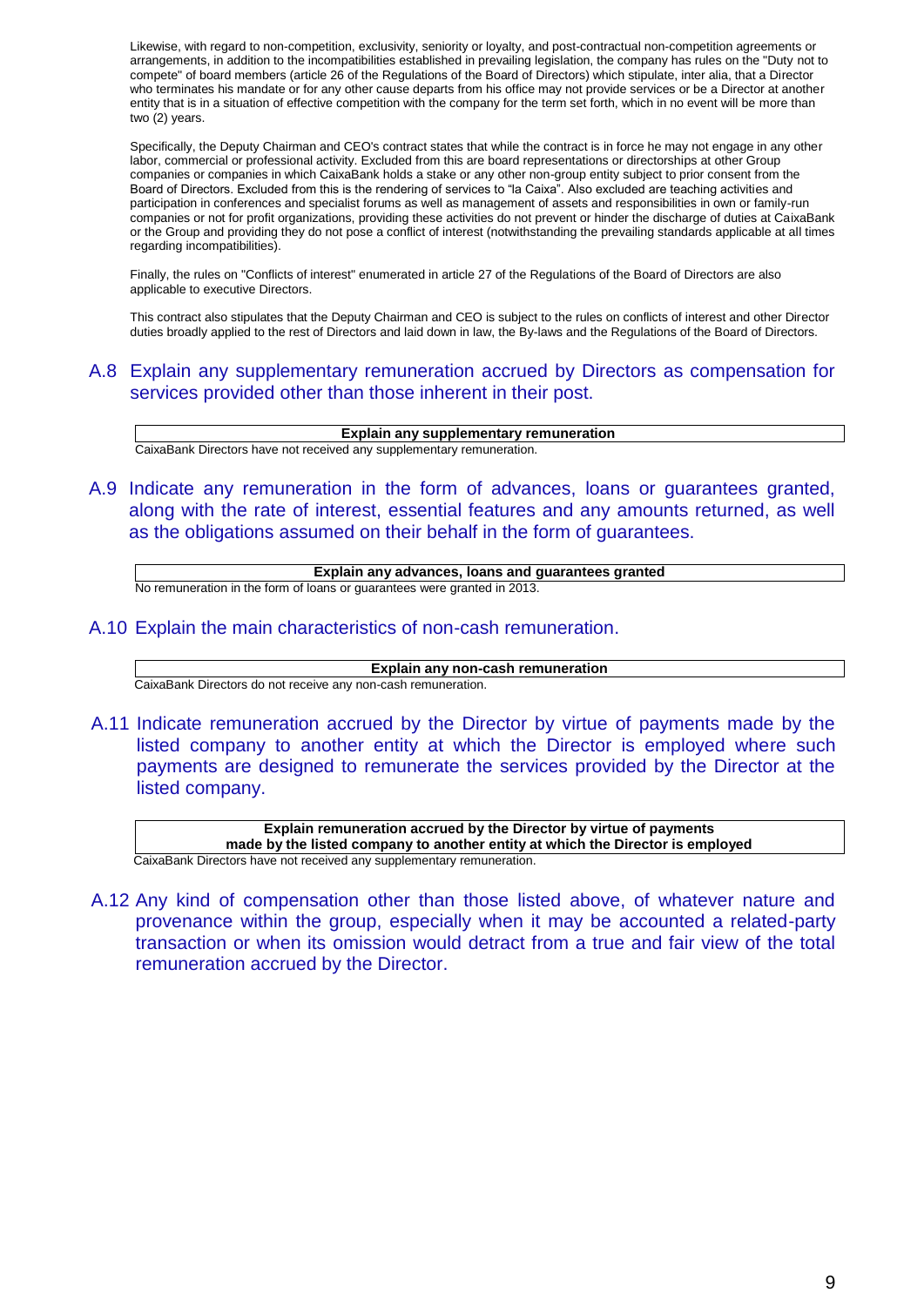Likewise, with regard to non-competition, exclusivity, seniority or loyalty, and post-contractual non-competition agreements or arrangements, in addition to the incompatibilities established in prevailing legislation, the company has rules on the "Duty not to compete" of board members (article 26 of the Regulations of the Board of Directors) which stipulate, inter alia, that a Director who terminates his mandate or for any other cause departs from his office may not provide services or be a Director at another entity that is in a situation of effective competition with the company for the term set forth, which in no event will be more than two (2) years.

Specifically, the Deputy Chairman and CEO's contract states that while the contract is in force he may not engage in any other labor, commercial or professional activity. Excluded from this are board representations or directorships at other Group companies or companies in which CaixaBank holds a stake or any other non-group entity subject to prior consent from the Board of Directors. Excluded from this is the rendering of services to "la Caixa". Also excluded are teaching activities and participation in conferences and specialist forums as well as management of assets and responsibilities in own or family-run companies or not for profit organizations, providing these activities do not prevent or hinder the discharge of duties at CaixaBank or the Group and providing they do not pose a conflict of interest (notwithstanding the prevailing standards applicable at all times regarding incompatibilities).

Finally, the rules on "Conflicts of interest" enumerated in article 27 of the Regulations of the Board of Directors are also applicable to executive Directors.

This contract also stipulates that the Deputy Chairman and CEO is subject to the rules on conflicts of interest and other Director duties broadly applied to the rest of Directors and laid down in law, the By-laws and the Regulations of the Board of Directors.

## A.8 Explain any supplementary remuneration accrued by Directors as compensation for services provided other than those inherent in their post.

| Explain any supplementary remuneration |
|---|

CaixaBank Directors have not received any supplementary remuneration.

## A.9 Indicate any remuneration in the form of advances, loans or guarantees granted, along with the rate of interest, essential features and any amounts returned, as well as the obligations assumed on their behalf in the form of guarantees.

| Explain any advances, loans and guarantees granted |
|---|

No remuneration in the form of loans or guarantees were granted in 2013.

## A.10 Explain the main characteristics of non-cash remuneration.

| Explain any non-cash remuneration |
|---|

CaixaBank Directors do not receive any non-cash remuneration.

## A.11 Indicate remuneration accrued by the Director by virtue of payments made by the listed company to another entity at which the Director is employed where such payments are designed to remunerate the services provided by the Director at the listed company.

| Explain remuneration accrued by the Director by virtue of payments made by the listed company to another entity at which the Director is employed |
|---|

CaixaBank Directors have not received any supplementary remuneration.

## A.12 Any kind of compensation other than those listed above, of whatever nature and provenance within the group, especially when it may be accounted a related-party transaction or when its omission would detract from a true and fair view of the total remuneration accrued by the Director.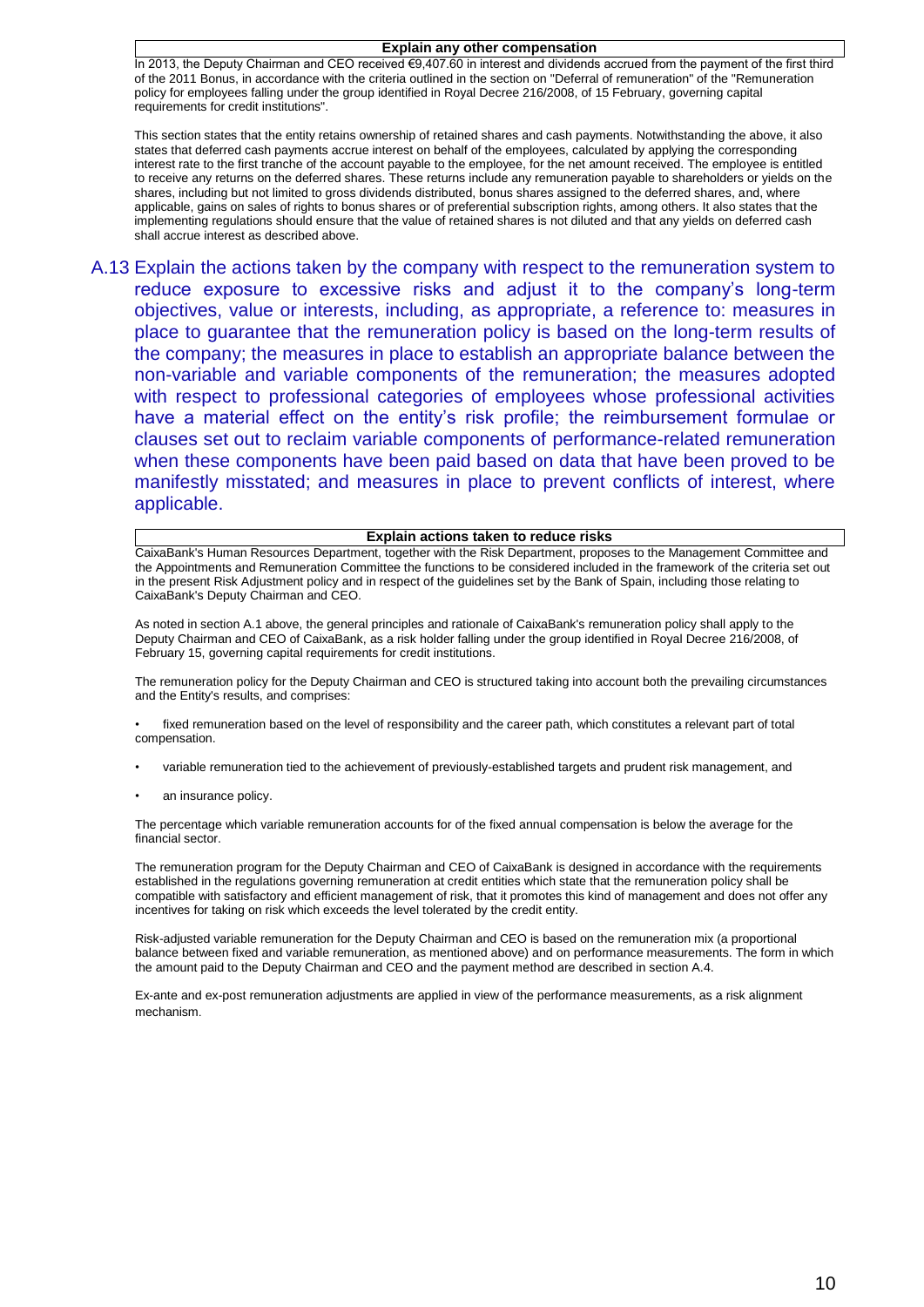**Explain any other compensation**

In 2013, the Deputy Chairman and CEO received €9,407.60 in interest and dividends accrued from the payment of the first third of the 2011 Bonus, in accordance with the criteria outlined in the section on "Deferral of remuneration" of the "Remuneration policy for employees falling under the group identified in Royal Decree 216/2008, of 15 February, governing capital requirements for credit institutions".

This section states that the entity retains ownership of retained shares and cash payments. Notwithstanding the above, it also states that deferred cash payments accrue interest on behalf of the employees, calculated by applying the corresponding interest rate to the first tranche of the account payable to the employee, for the net amount received. The employee is entitled to receive any returns on the deferred shares. These returns include any remuneration payable to shareholders or yields on the shares, including but not limited to gross dividends distributed, bonus shares assigned to the deferred shares, and, where applicable, gains on sales of rights to bonus shares or of preferential subscription rights, among others. It also states that the implementing regulations should ensure that the value of retained shares is not diluted and that any yields on deferred cash shall accrue interest as described above.

## A.13 Explain the actions taken by the company with respect to the remuneration system to reduce exposure to excessive risks and adjust it to the company's long-term objectives, value or interests, including, as appropriate, a reference to: measures in place to guarantee that the remuneration policy is based on the long-term results of the company; the measures in place to establish an appropriate balance between the non-variable and variable components of the remuneration; the measures adopted with respect to professional categories of employees whose professional activities have a material effect on the entity's risk profile; the reimbursement formulae or clauses set out to reclaim variable components of performance-related remuneration when these components have been paid based on data that have been proved to be manifestly misstated; and measures in place to prevent conflicts of interest, where applicable.

**Explain actions taken to reduce risks**

CaixaBank's Human Resources Department, together with the Risk Department, proposes to the Management Committee and the Appointments and Remuneration Committee the functions to be considered included in the framework of the criteria set out in the present Risk Adjustment policy and in respect of the guidelines set by the Bank of Spain, including those relating to CaixaBank's Deputy Chairman and CEO.

As noted in section A.1 above, the general principles and rationale of CaixaBank's remuneration policy shall apply to the Deputy Chairman and CEO of CaixaBank, as a risk holder falling under the group identified in Royal Decree 216/2008, of February 15, governing capital requirements for credit institutions.

The remuneration policy for the Deputy Chairman and CEO is structured taking into account both the prevailing circumstances and the Entity's results, and comprises:

- fixed remuneration based on the level of responsibility and the career path, which constitutes a relevant part of total compensation.
- variable remuneration tied to the achievement of previously-established targets and prudent risk management, and
- an insurance policy.

The percentage which variable remuneration accounts for of the fixed annual compensation is below the average for the financial sector.

The remuneration program for the Deputy Chairman and CEO of CaixaBank is designed in accordance with the requirements established in the regulations governing remuneration at credit entities which state that the remuneration policy shall be compatible with satisfactory and efficient management of risk, that it promotes this kind of management and does not offer any incentives for taking on risk which exceeds the level tolerated by the credit entity.

Risk-adjusted variable remuneration for the Deputy Chairman and CEO is based on the remuneration mix (a proportional balance between fixed and variable remuneration, as mentioned above) and on performance measurements. The form in which the amount paid to the Deputy Chairman and CEO and the payment method are described in section A.4.

Ex-ante and ex-post remuneration adjustments are applied in view of the performance measurements, as a risk alignment mechanism.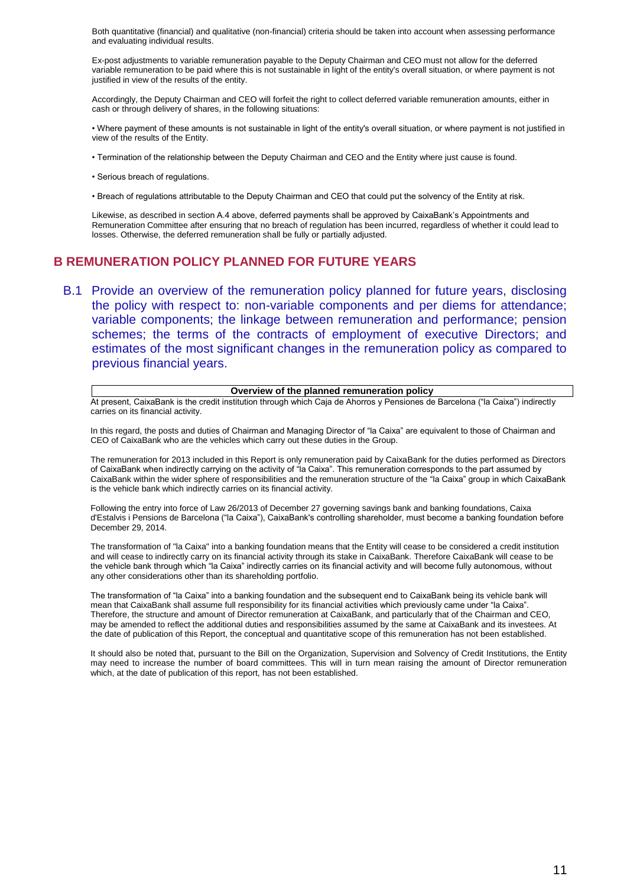Both quantitative (financial) and qualitative (non-financial) criteria should be taken into account when assessing performance and evaluating individual results.

Ex-post adjustments to variable remuneration payable to the Deputy Chairman and CEO must not allow for the deferred variable remuneration to be paid where this is not sustainable in light of the entity's overall situation, or where payment is not justified in view of the results of the entity.

Accordingly, the Deputy Chairman and CEO will forfeit the right to collect deferred variable remuneration amounts, either in cash or through delivery of shares, in the following situations:

• Where payment of these amounts is not sustainable in light of the entity's overall situation, or where payment is not justified in view of the results of the Entity.

• Termination of the relationship between the Deputy Chairman and CEO and the Entity where just cause is found.

• Serious breach of regulations.

• Breach of regulations attributable to the Deputy Chairman and CEO that could put the solvency of the Entity at risk.

Likewise, as described in section A.4 above, deferred payments shall be approved by CaixaBank's Appointments and Remuneration Committee after ensuring that no breach of regulation has been incurred, regardless of whether it could lead to losses. Otherwise, the deferred remuneration shall be fully or partially adjusted.

## B REMUNERATION POLICY PLANNED FOR FUTURE YEARS

### B.1 Provide an overview of the remuneration policy planned for future years, disclosing the policy with respect to: non-variable components and per diems for attendance; variable components; the linkage between remuneration and performance; pension schemes; the terms of the contracts of employment of executive Directors; and estimates of the most significant changes in the remuneration policy as compared to previous financial years.

| Overview of the planned remuneration policy |
| --- |

At present, CaixaBank is the credit institution through which Caja de Ahorros y Pensiones de Barcelona ("la Caixa") indirectly carries on its financial activity.

In this regard, the posts and duties of Chairman and Managing Director of "la Caixa" are equivalent to those of Chairman and CEO of CaixaBank who are the vehicles which carry out these duties in the Group.

The remuneration for 2013 included in this Report is only remuneration paid by CaixaBank for the duties performed as Directors of CaixaBank when indirectly carrying on the activity of "la Caixa". This remuneration corresponds to the part assumed by CaixaBank within the wider sphere of responsibilities and the remuneration structure of the "la Caixa" group in which CaixaBank is the vehicle bank which indirectly carries on its financial activity.

Following the entry into force of Law 26/2013 of December 27 governing savings bank and banking foundations, Caixa d'Estalvis i Pensions de Barcelona ("la Caixa"), CaixaBank's controlling shareholder, must become a banking foundation before December 29, 2014.

The transformation of "la Caixa" into a banking foundation means that the Entity will cease to be considered a credit institution and will cease to indirectly carry on its financial activity through its stake in CaixaBank. Therefore CaixaBank will cease to be the vehicle bank through which "la Caixa" indirectly carries on its financial activity and will become fully autonomous, without any other considerations other than its shareholding portfolio.

The transformation of "la Caixa" into a banking foundation and the subsequent end to CaixaBank being its vehicle bank will mean that CaixaBank shall assume full responsibility for its financial activities which previously came under "la Caixa". Therefore, the structure and amount of Director remuneration at CaixaBank, and particularly that of the Chairman and CEO, may be amended to reflect the additional duties and responsibilities assumed by the same at CaixaBank and its investees. At the date of publication of this Report, the conceptual and quantitative scope of this remuneration has not been established.

It should also be noted that, pursuant to the Bill on the Organization, Supervision and Solvency of Credit Institutions, the Entity may need to increase the number of board committees. This will in turn mean raising the amount of Director remuneration which, at the date of publication of this report, has not been established.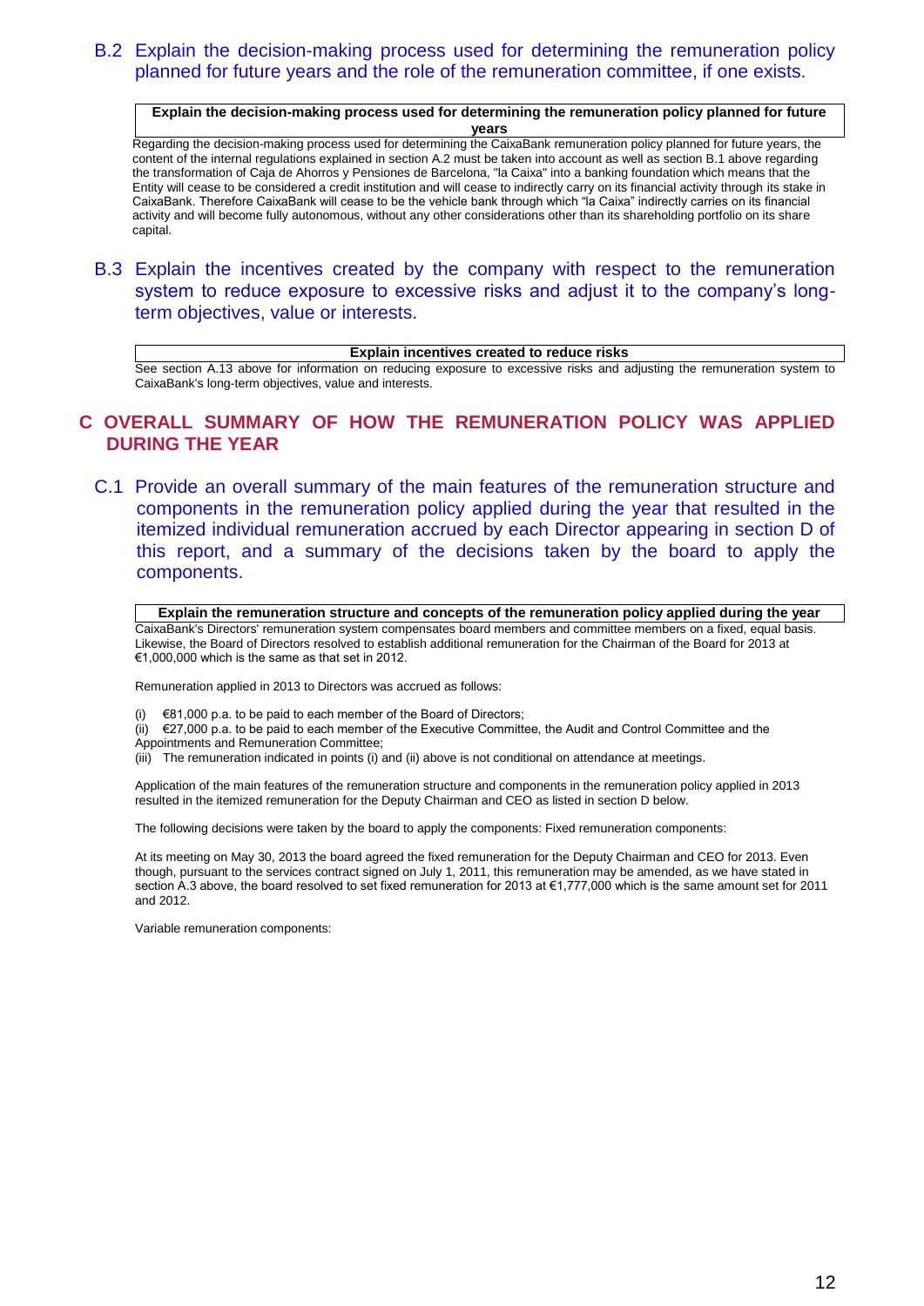### B.2 Explain the decision-making process used for determining the remuneration policy planned for future years and the role of the remuneration committee, if one exists.

**Explain the decision-making process used for determining the remuneration policy planned for future years**

Regarding the decision-making process used for determining the CaixaBank remuneration policy planned for future years, the content of the internal regulations explained in section A.2 must be taken into account as well as section B.1 above regarding the transformation of Caja de Ahorros y Pensiones de Barcelona, "la Caixa" into a banking foundation which means that the Entity will cease to be considered a credit institution and will cease to indirectly carry on its financial activity through its stake in CaixaBank. Therefore CaixaBank will cease to be the vehicle bank through which "la Caixa" indirectly carries on its financial activity and will become fully autonomous, without any other considerations other than its shareholding portfolio on its share capital.

### B.3 Explain the incentives created by the company with respect to the remuneration system to reduce exposure to excessive risks and adjust it to the company's long-term objectives, value or interests.

**Explain incentives created to reduce risks**

See section A.13 above for information on reducing exposure to excessive risks and adjusting the remuneration system to CaixaBank's long-term objectives, value and interests.

## C OVERALL SUMMARY OF HOW THE REMUNERATION POLICY WAS APPLIED DURING THE YEAR

### C.1 Provide an overall summary of the main features of the remuneration structure and components in the remuneration policy applied during the year that resulted in the itemized individual remuneration accrued by each Director appearing in section D of this report, and a summary of the decisions taken by the board to apply the components.

**Explain the remuneration structure and concepts of the remuneration policy applied during the year**

CaixaBank's Directors' remuneration system compensates board members and committee members on a fixed, equal basis. Likewise, the Board of Directors resolved to establish additional remuneration for the Chairman of the Board for 2013 at €1,000,000 which is the same as that set in 2012.

Remuneration applied in 2013 to Directors was accrued as follows:

(i) €81,000 p.a. to be paid to each member of the Board of Directors;
(ii) €27,000 p.a. to be paid to each member of the Executive Committee, the Audit and Control Committee and the Appointments and Remuneration Committee;
(iii) The remuneration indicated in points (i) and (ii) above is not conditional on attendance at meetings.

Application of the main features of the remuneration structure and components in the remuneration policy applied in 2013 resulted in the itemized remuneration for the Deputy Chairman and CEO as listed in section D below.

The following decisions were taken by the board to apply the components: Fixed remuneration components:

At its meeting on May 30, 2013 the board agreed the fixed remuneration for the Deputy Chairman and CEO for 2013. Even though, pursuant to the services contract signed on July 1, 2011, this remuneration may be amended, as we have stated in section A.3 above, the board resolved to set fixed remuneration for 2013 at €1,777,000 which is the same amount set for 2011 and 2012.

Variable remuneration components: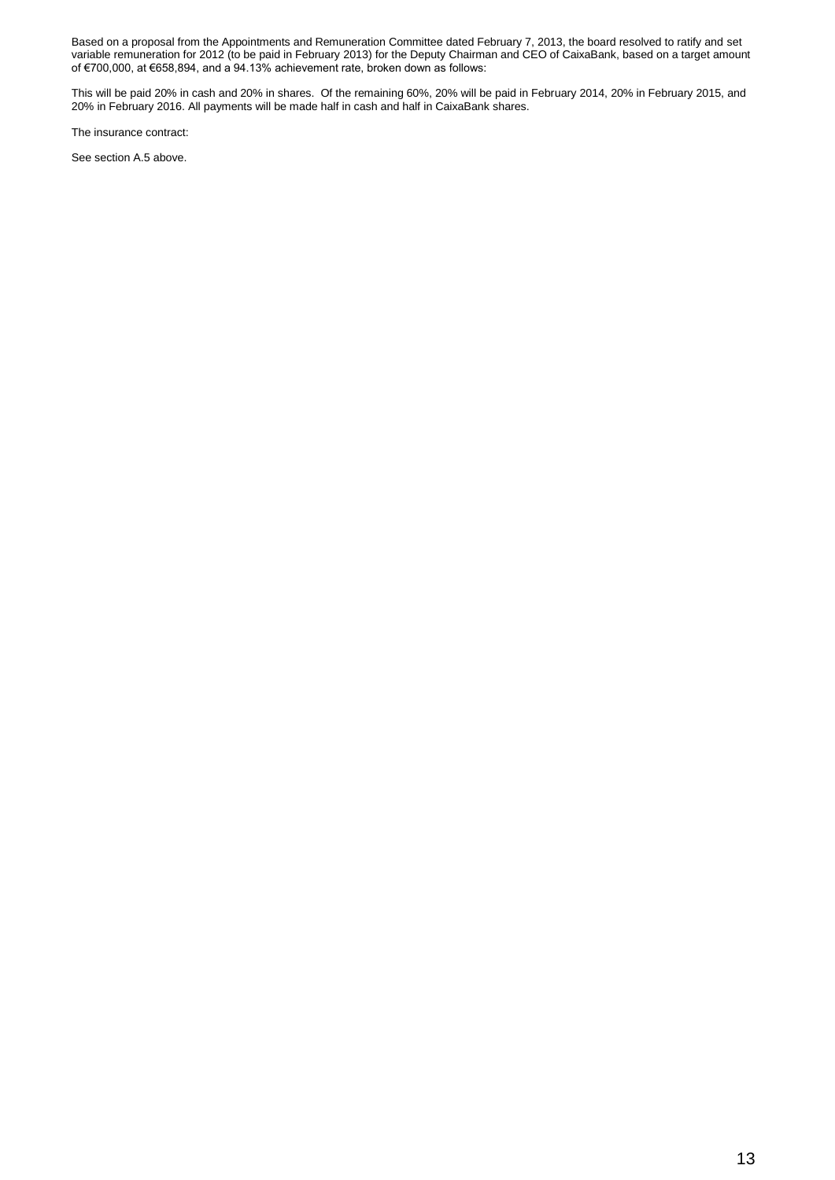Based on a proposal from the Appointments and Remuneration Committee dated February 7, 2013, the board resolved to ratify and set variable remuneration for 2012 (to be paid in February 2013) for the Deputy Chairman and CEO of CaixaBank, based on a target amount of €700,000, at €658,894, and a 94.13% achievement rate, broken down as follows:

This will be paid 20% in cash and 20% in shares. Of the remaining 60%, 20% will be paid in February 2014, 20% in February 2015, and 20% in February 2016. All payments will be made half in cash and half in CaixaBank shares.

The insurance contract:

See section A.5 above.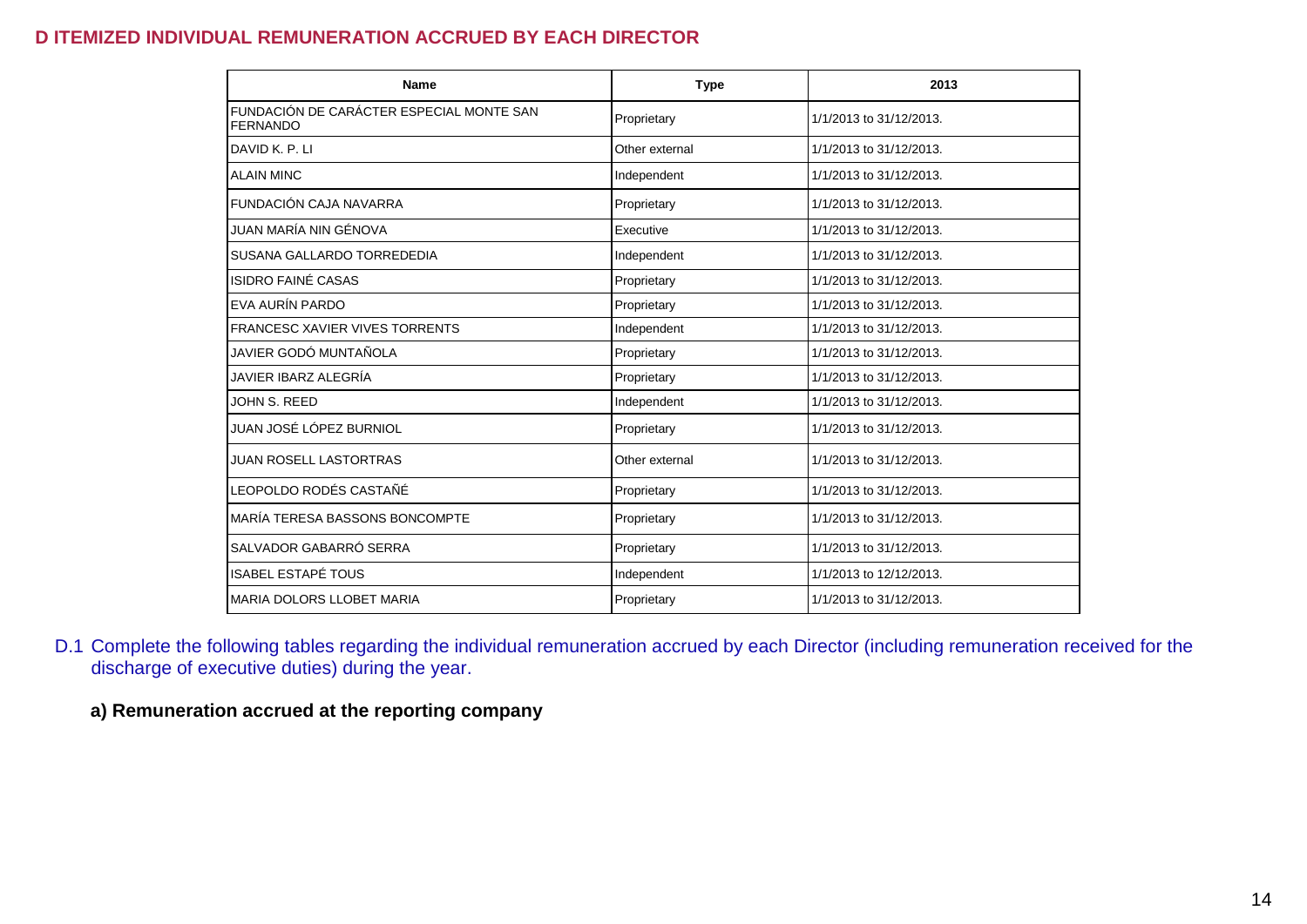## D ITEMIZED INDIVIDUAL REMUNERATION ACCRUED BY EACH DIRECTOR

| Name | Type | 2013 |
|---|---|---|
| FUNDACIÓN DE CARÁCTER ESPECIAL MONTE SAN FERNANDO | Proprietary | 1/1/2013 to 31/12/2013. |
| DAVID K. P. LI | Other external | 1/1/2013 to 31/12/2013. |
| ALAIN MINC | Independent | 1/1/2013 to 31/12/2013. |
| FUNDACIÓN CAJA NAVARRA | Proprietary | 1/1/2013 to 31/12/2013. |
| JUAN MARÍA NIN GÉNOVA | Executive | 1/1/2013 to 31/12/2013. |
| SUSANA GALLARDO TORREDEDIA | Independent | 1/1/2013 to 31/12/2013. |
| ISIDRO FAINÉ CASAS | Proprietary | 1/1/2013 to 31/12/2013. |
| EVA AURÍN PARDO | Proprietary | 1/1/2013 to 31/12/2013. |
| FRANCESC XAVIER VIVES TORRENTS | Independent | 1/1/2013 to 31/12/2013. |
| JAVIER GODÓ MUNTAÑOLA | Proprietary | 1/1/2013 to 31/12/2013. |
| JAVIER IBARZ ALEGRÍA | Proprietary | 1/1/2013 to 31/12/2013. |
| JOHN S. REED | Independent | 1/1/2013 to 31/12/2013. |
| JUAN JOSÉ LÓPEZ BURNIOL | Proprietary | 1/1/2013 to 31/12/2013. |
| JUAN ROSELL LASTORTRAS | Other external | 1/1/2013 to 31/12/2013. |
| LEOPOLDO RODÉS CASTAÑÉ | Proprietary | 1/1/2013 to 31/12/2013. |
| MARÍA TERESA BASSONS BONCOMPTE | Proprietary | 1/1/2013 to 31/12/2013. |
| SALVADOR GABARRÓ SERRA | Proprietary | 1/1/2013 to 31/12/2013. |
| ISABEL ESTAPÉ TOUS | Independent | 1/1/2013 to 12/12/2013. |
| MARIA DOLORS LLOBET MARIA | Proprietary | 1/1/2013 to 31/12/2013. |

D.1 Complete the following tables regarding the individual remuneration accrued by each Director (including remuneration received for the discharge of executive duties) during the year.

**a) Remuneration accrued at the reporting company**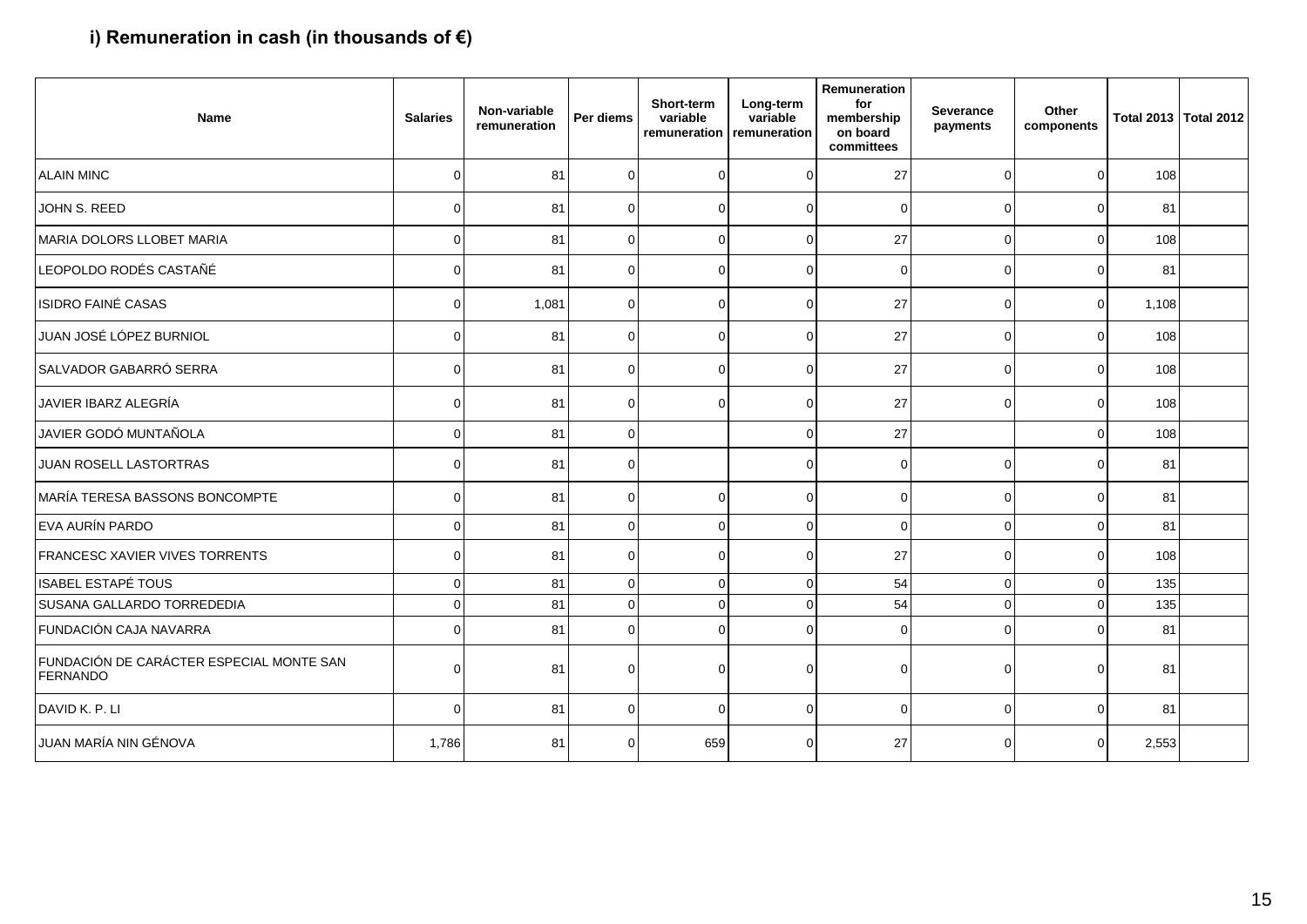### i) Remuneration in cash (in thousands of €)

| Name | Salaries | Non-variable remuneration | Per diems | Short-term variable remuneration | Long-term variable remuneration | Remuneration for membership on board committees | Severance payments | Other components | Total 2013 | Total 2012 |
|---|---|---|---|---|---|---|---|---|---|---|
| ALAIN MINC | 0 | 81 | 0 | 0 | 0 | 27 | 0 | 0 | 108 | |
| JOHN S. REED | 0 | 81 | 0 | 0 | 0 | 0 | 0 | 0 | 81 | |
| MARIA DOLORS LLOBET MARIA | 0 | 81 | 0 | 0 | 0 | 27 | 0 | 0 | 108 | |
| LEOPOLDO RODÉS CASTAÑÉ | 0 | 81 | 0 | 0 | 0 | 0 | 0 | 0 | 81 | |
| ISIDRO FAINÉ CASAS | 0 | 1,081 | 0 | 0 | 0 | 27 | 0 | 0 | 1,108 | |
| JUAN JOSÉ LÓPEZ BURNIOL | 0 | 81 | 0 | 0 | 0 | 27 | 0 | 0 | 108 | |
| SALVADOR GABARRÓ SERRA | 0 | 81 | 0 | 0 | 0 | 27 | 0 | 0 | 108 | |
| JAVIER IBARZ ALEGRÍA | 0 | 81 | 0 | 0 | 0 | 27 | 0 | 0 | 108 | |
| JAVIER GODÓ MUNTAÑOLA | 0 | 81 | 0 | | 0 | 27 | | 0 | 108 | |
| JUAN ROSELL LASTORTRAS | 0 | 81 | 0 | | 0 | 0 | 0 | 0 | 81 | |
| MARÍA TERESA BASSONS BONCOMPTE | 0 | 81 | 0 | 0 | 0 | 0 | 0 | 0 | 81 | |
| EVA AURÍN PARDO | 0 | 81 | 0 | 0 | 0 | 0 | 0 | 0 | 81 | |
| FRANCESC XAVIER VIVES TORRENTS | 0 | 81 | 0 | 0 | 0 | 27 | 0 | 0 | 108 | |
| ISABEL ESTAPÉ TOUS | 0 | 81 | 0 | 0 | 0 | 54 | 0 | 0 | 135 | |
| SUSANA GALLARDO TORREDEDIA | 0 | 81 | 0 | 0 | 0 | 54 | 0 | 0 | 135 | |
| FUNDACIÓN CAJA NAVARRA | 0 | 81 | 0 | 0 | 0 | 0 | 0 | 0 | 81 | |
| FUNDACIÓN DE CARÁCTER ESPECIAL MONTE SAN FERNANDO | 0 | 81 | 0 | 0 | 0 | 0 | 0 | 0 | 81 | |
| DAVID K. P. LI | 0 | 81 | 0 | 0 | 0 | 0 | 0 | 0 | 81 | |
| JUAN MARÍA NIN GÉNOVA | 1,786 | 81 | 0 | 659 | 0 | 27 | 0 | 0 | 2,553 | |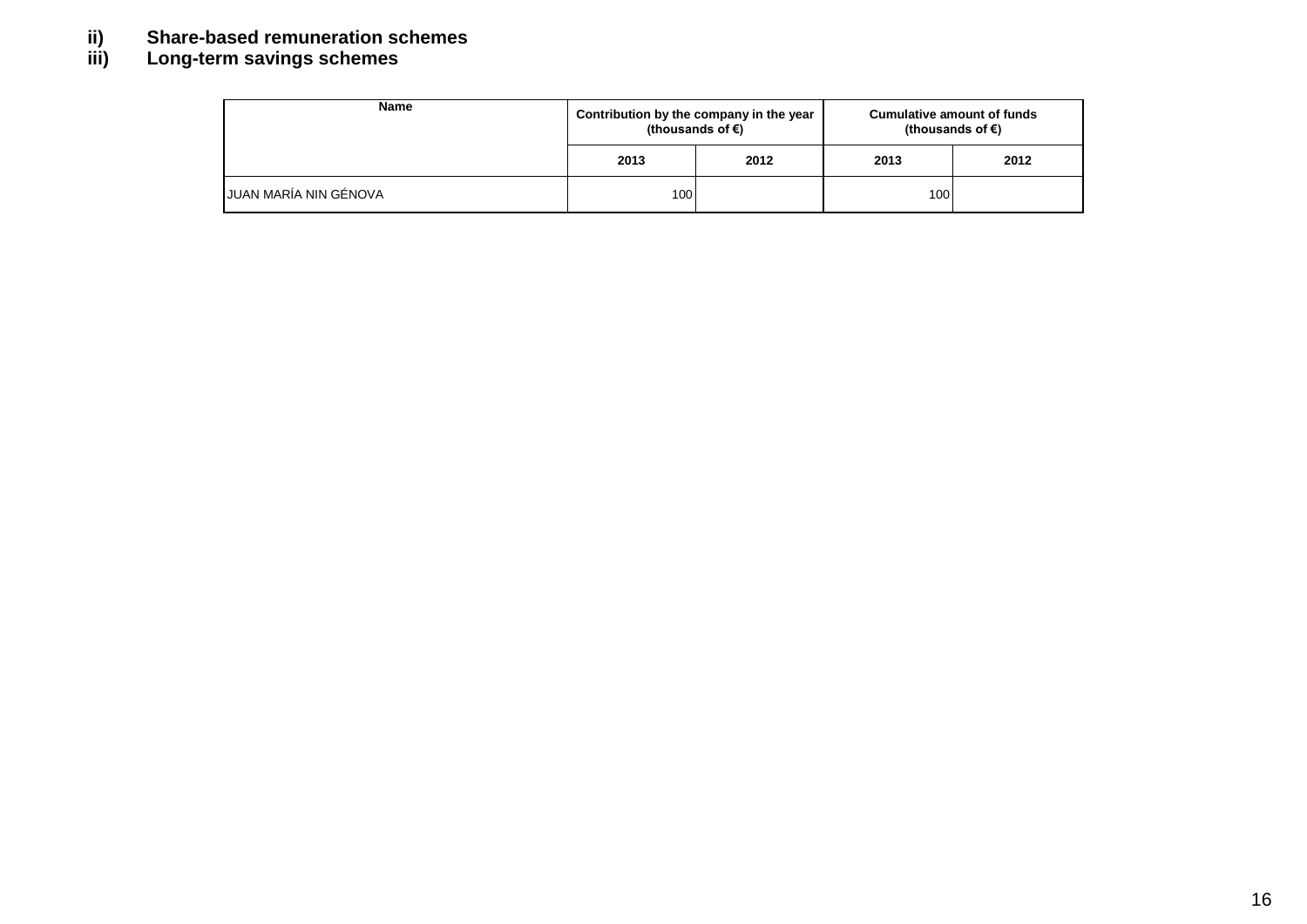**ii) Share-based remuneration schemes**

**iii) Long-term savings schemes**

| Name | Contribution by the company in the year (thousands of €) | | Cumulative amount of funds (thousands of €) | |
|---|---|---|---|---|
| | 2013 | 2012 | 2013 | 2012 |
| JUAN MARÍA NIN GÉNOVA | 100 | | 100 | |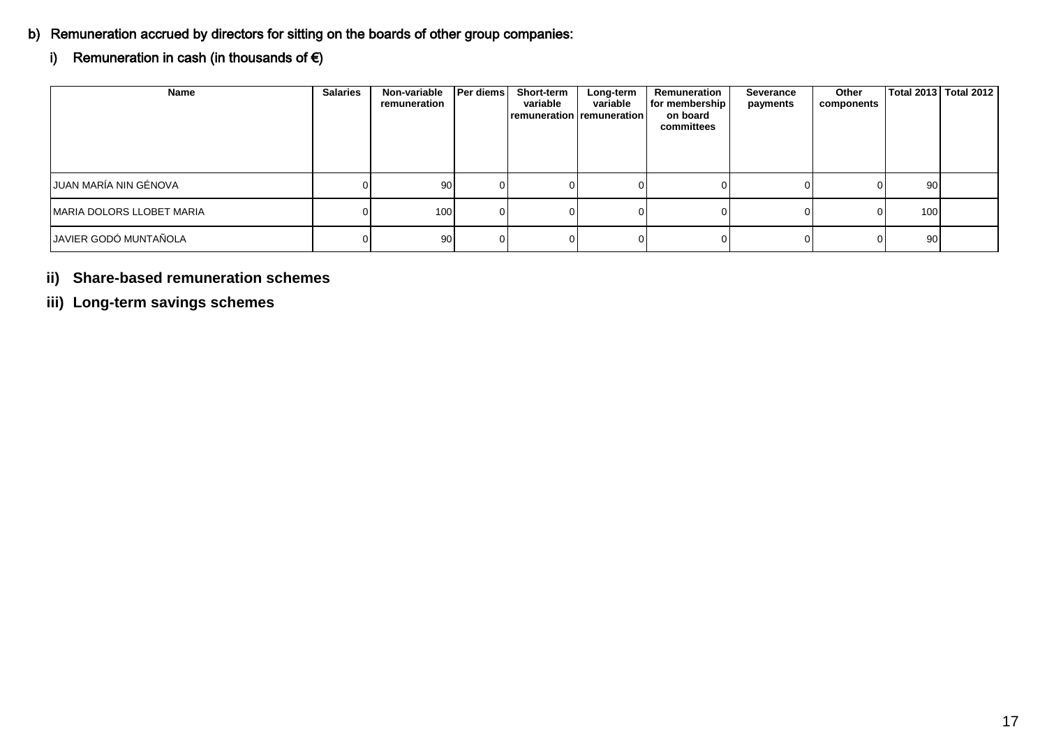### b) Remuneration accrued by directors for sitting on the boards of other group companies:

#### i) Remuneration in cash (in thousands of €)

| Name | Salaries | Non-variable remuneration | Per diems | Short-term variable remuneration | Long-term variable remuneration | Remuneration for membership on board committees | Severance payments | Other components | Total 2013 | Total 2012 |
|---|---|---|---|---|---|---|---|---|---|---|
| JUAN MARÍA NIN GÉNOVA | 0 | 90 | 0 | 0 | 0 | 0 | 0 | 0 | 90 | |
| MARIA DOLORS LLOBET MARIA | 0 | 100 | 0 | 0 | 0 | 0 | 0 | 0 | 100 | |
| JAVIER GODÓ MUNTAÑOLA | 0 | 90 | 0 | 0 | 0 | 0 | 0 | 0 | 90 | |

#### ii) Share-based remuneration schemes

#### iii) Long-term savings schemes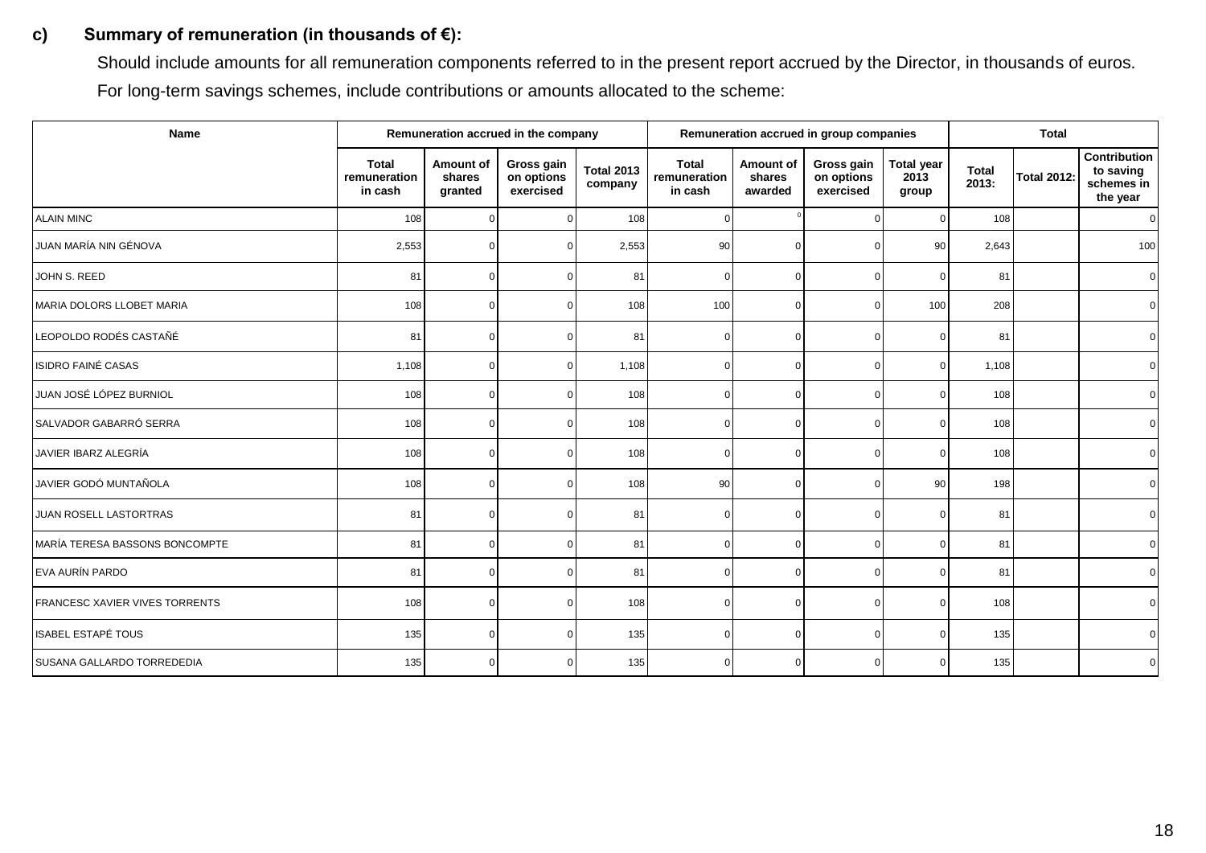**c) Summary of remuneration (in thousands of €):**

Should include amounts for all remuneration components referred to in the present report accrued by the Director, in thousands of euros.

For long-term savings schemes, include contributions or amounts allocated to the scheme:

| Name | Remuneration accrued in the company | | | | Remuneration accrued in group companies | | | | Total | | |
|---|---|---|---|---|---|---|---|---|---|---|---|
| | Total remuneration in cash | Amount of shares granted | Gross gain on options exercised | Total 2013 company | Total remuneration in cash | Amount of shares awarded | Gross gain on options exercised | Total year 2013 group | Total 2013: | Total 2012: | Contribution to saving schemes in the year |
| ALAIN MINC | 108 | 0 | 0 | 108 | 0 | 0 | 0 | 0 | 108 | | 0 |
| JUAN MARÍA NIN GÉNOVA | 2,553 | 0 | 0 | 2,553 | 90 | 0 | 0 | 90 | 2,643 | | 100 |
| JOHN S. REED | 81 | 0 | 0 | 81 | 0 | 0 | 0 | 0 | 81 | | 0 |
| MARIA DOLORS LLOBET MARIA | 108 | 0 | 0 | 108 | 100 | 0 | 0 | 100 | 208 | | 0 |
| LEOPOLDO RODÉS CASTAÑÉ | 81 | 0 | 0 | 81 | 0 | 0 | 0 | 0 | 81 | | 0 |
| ISIDRO FAINÉ CASAS | 1,108 | 0 | 0 | 1,108 | 0 | 0 | 0 | 0 | 1,108 | | 0 |
| JUAN JOSÉ LÓPEZ BURNIOL | 108 | 0 | 0 | 108 | 0 | 0 | 0 | 0 | 108 | | 0 |
| SALVADOR GABARRÓ SERRA | 108 | 0 | 0 | 108 | 0 | 0 | 0 | 0 | 108 | | 0 |
| JAVIER IBARZ ALEGRÍA | 108 | 0 | 0 | 108 | 0 | 0 | 0 | 0 | 108 | | 0 |
| JAVIER GODÓ MUNTAÑOLA | 108 | 0 | 0 | 108 | 90 | 0 | 0 | 90 | 198 | | 0 |
| JUAN ROSELL LASTORTRAS | 81 | 0 | 0 | 81 | 0 | 0 | 0 | 0 | 81 | | 0 |
| MARÍA TERESA BASSONS BONCOMPTE | 81 | 0 | 0 | 81 | 0 | 0 | 0 | 0 | 81 | | 0 |
| EVA AURÍN PARDO | 81 | 0 | 0 | 81 | 0 | 0 | 0 | 0 | 81 | | 0 |
| FRANCESC XAVIER VIVES TORRENTS | 108 | 0 | 0 | 108 | 0 | 0 | 0 | 0 | 108 | | 0 |
| ISABEL ESTAPÉ TOUS | 135 | 0 | 0 | 135 | 0 | 0 | 0 | 0 | 135 | | 0 |
| SUSANA GALLARDO TORREDEDIA | 135 | 0 | 0 | 135 | 0 | 0 | 0 | 0 | 135 | | 0 |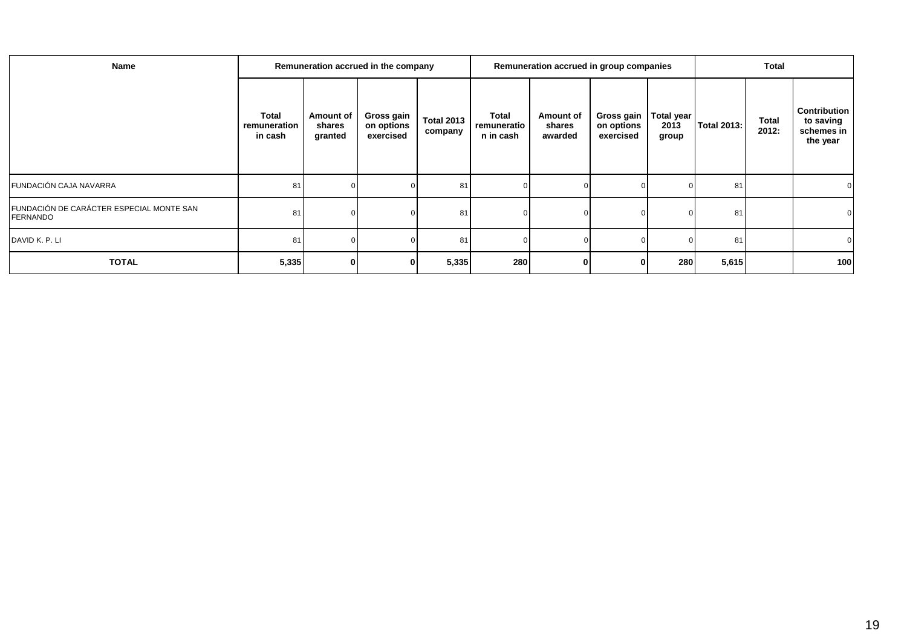| Name | Remuneration accrued in the company | | | | Remuneration accrued in group companies | | | | Total | | |
|---|---|---|---|---|---|---|---|---|---|---|---|
| | Total remuneration in cash | Amount of shares granted | Gross gain on options exercised | Total 2013 company | Total remuneratio n in cash | Amount of shares awarded | Gross gain on options exercised | Total year 2013 group | Total 2013: | Total 2012: | Contribution to saving schemes in the year |
| FUNDACIÓN CAJA NAVARRA | 81 | 0 | 0 | 81 | 0 | 0 | 0 | 0 | 81 | | 0 |
| FUNDACIÓN DE CARÁCTER ESPECIAL MONTE SAN FERNANDO | 81 | 0 | 0 | 81 | 0 | 0 | 0 | 0 | 81 | | 0 |
| DAVID K. P. LI | 81 | 0 | 0 | 81 | 0 | 0 | 0 | 0 | 81 | | 0 |
| **TOTAL** | **5,335** | **0** | **0** | **5,335** | **280** | **0** | **0** | **280** | **5,615** | | **100** |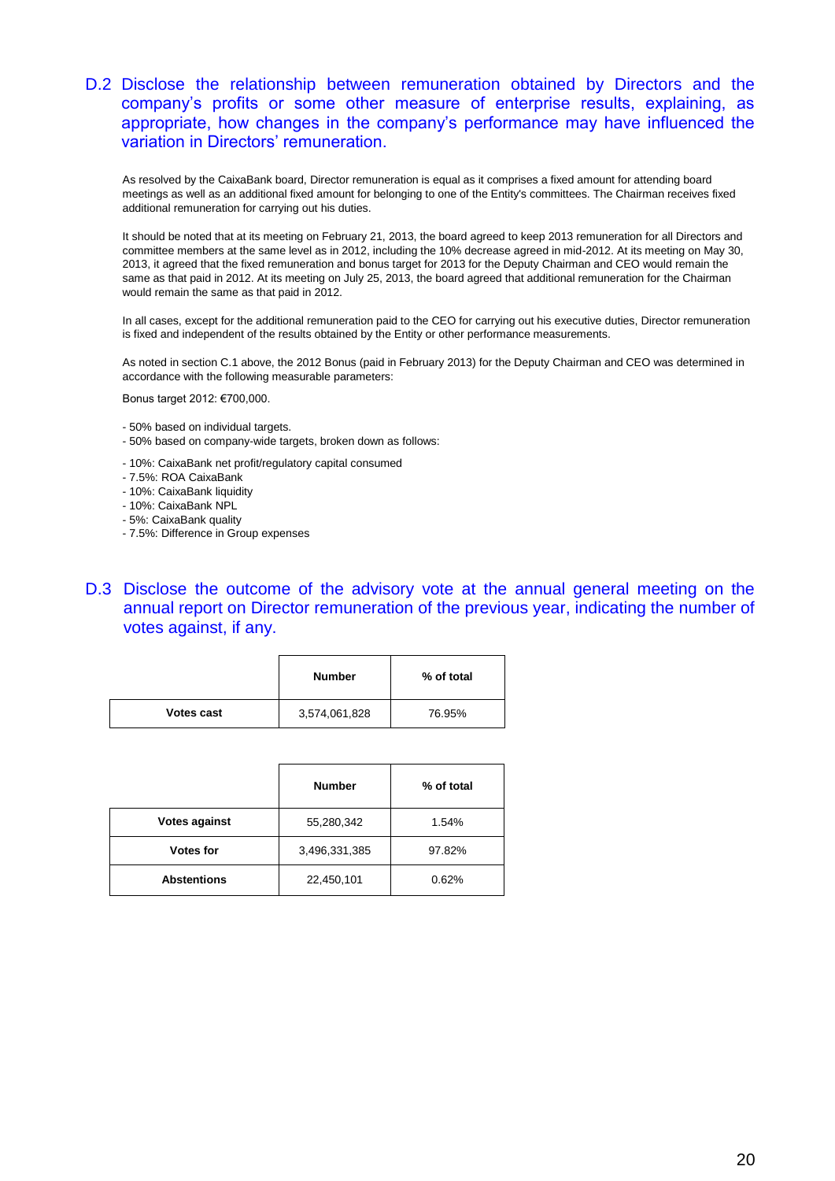## D.2 Disclose the relationship between remuneration obtained by Directors and the company's profits or some other measure of enterprise results, explaining, as appropriate, how changes in the company's performance may have influenced the variation in Directors' remuneration.

As resolved by the CaixaBank board, Director remuneration is equal as it comprises a fixed amount for attending board meetings as well as an additional fixed amount for belonging to one of the Entity's committees. The Chairman receives fixed additional remuneration for carrying out his duties.

It should be noted that at its meeting on February 21, 2013, the board agreed to keep 2013 remuneration for all Directors and committee members at the same level as in 2012, including the 10% decrease agreed in mid-2012. At its meeting on May 30, 2013, it agreed that the fixed remuneration and bonus target for 2013 for the Deputy Chairman and CEO would remain the same as that paid in 2012. At its meeting on July 25, 2013, the board agreed that additional remuneration for the Chairman would remain the same as that paid in 2012.

In all cases, except for the additional remuneration paid to the CEO for carrying out his executive duties, Director remuneration is fixed and independent of the results obtained by the Entity or other performance measurements.

As noted in section C.1 above, the 2012 Bonus (paid in February 2013) for the Deputy Chairman and CEO was determined in accordance with the following measurable parameters:

Bonus target 2012: €700,000.

- 50% based on individual targets.
- 50% based on company-wide targets, broken down as follows:

- 10%: CaixaBank net profit/regulatory capital consumed
- 7.5%: ROA CaixaBank
- 10%: CaixaBank liquidity
- 10%: CaixaBank NPL
- 5%: CaixaBank quality
- 7.5%: Difference in Group expenses

## D.3 Disclose the outcome of the advisory vote at the annual general meeting on the annual report on Director remuneration of the previous year, indicating the number of votes against, if any.

| | Number | % of total |
|---|---|---|
| Votes cast | 3,574,061,828 | 76.95% |

| | Number | % of total |
|---|---|---|
| Votes against | 55,280,342 | 1.54% |
| Votes for | 3,496,331,385 | 97.82% |
| Abstentions | 22,450,101 | 0.62% |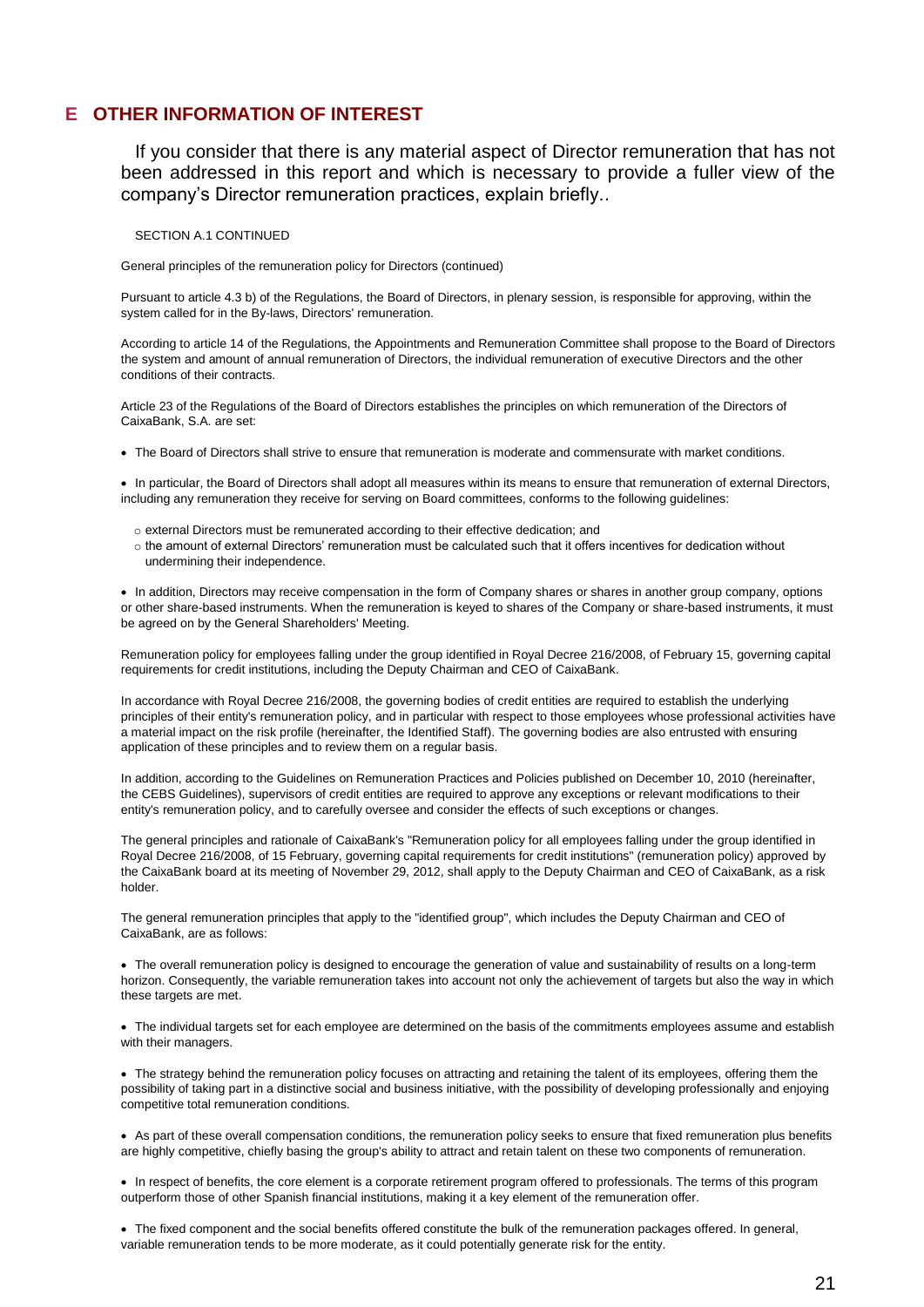## E OTHER INFORMATION OF INTEREST

If you consider that there is any material aspect of Director remuneration that has not been addressed in this report and which is necessary to provide a fuller view of the company's Director remuneration practices, explain briefly..

SECTION A.1 CONTINUED

General principles of the remuneration policy for Directors (continued)

Pursuant to article 4.3 b) of the Regulations, the Board of Directors, in plenary session, is responsible for approving, within the system called for in the By-laws, Directors' remuneration.

According to article 14 of the Regulations, the Appointments and Remuneration Committee shall propose to the Board of Directors the system and amount of annual remuneration of Directors, the individual remuneration of executive Directors and the other conditions of their contracts.

Article 23 of the Regulations of the Board of Directors establishes the principles on which remuneration of the Directors of CaixaBank, S.A. are set:

- The Board of Directors shall strive to ensure that remuneration is moderate and commensurate with market conditions.

- In particular, the Board of Directors shall adopt all measures within its means to ensure that remuneration of external Directors, including any remuneration they receive for serving on Board committees, conforms to the following guidelines:
  - external Directors must be remunerated according to their effective dedication; and
  - the amount of external Directors' remuneration must be calculated such that it offers incentives for dedication without undermining their independence.

- In addition, Directors may receive compensation in the form of Company shares or shares in another group company, options or other share-based instruments. When the remuneration is keyed to shares of the Company or share-based instruments, it must be agreed on by the General Shareholders' Meeting.

Remuneration policy for employees falling under the group identified in Royal Decree 216/2008, of February 15, governing capital requirements for credit institutions, including the Deputy Chairman and CEO of CaixaBank.

In accordance with Royal Decree 216/2008, the governing bodies of credit entities are required to establish the underlying principles of their entity's remuneration policy, and in particular with respect to those employees whose professional activities have a material impact on the risk profile (hereinafter, the Identified Staff). The governing bodies are also entrusted with ensuring application of these principles and to review them on a regular basis.

In addition, according to the Guidelines on Remuneration Practices and Policies published on December 10, 2010 (hereinafter, the CEBS Guidelines), supervisors of credit entities are required to approve any exceptions or relevant modifications to their entity's remuneration policy, and to carefully oversee and consider the effects of such exceptions or changes.

The general principles and rationale of CaixaBank's "Remuneration policy for all employees falling under the group identified in Royal Decree 216/2008, of 15 February, governing capital requirements for credit institutions" (remuneration policy) approved by the CaixaBank board at its meeting of November 29, 2012, shall apply to the Deputy Chairman and CEO of CaixaBank, as a risk holder.

The general remuneration principles that apply to the "identified group", which includes the Deputy Chairman and CEO of CaixaBank, are as follows:

- The overall remuneration policy is designed to encourage the generation of value and sustainability of results on a long-term horizon. Consequently, the variable remuneration takes into account not only the achievement of targets but also the way in which these targets are met.

- The individual targets set for each employee are determined on the basis of the commitments employees assume and establish with their managers.

- The strategy behind the remuneration policy focuses on attracting and retaining the talent of its employees, offering them the possibility of taking part in a distinctive social and business initiative, with the possibility of developing professionally and enjoying competitive total remuneration conditions.

- As part of these overall compensation conditions, the remuneration policy seeks to ensure that fixed remuneration plus benefits are highly competitive, chiefly basing the group's ability to attract and retain talent on these two components of remuneration.

- In respect of benefits, the core element is a corporate retirement program offered to professionals. The terms of this program outperform those of other Spanish financial institutions, making it a key element of the remuneration offer.

- The fixed component and the social benefits offered constitute the bulk of the remuneration packages offered. In general, variable remuneration tends to be more moderate, as it could potentially generate risk for the entity.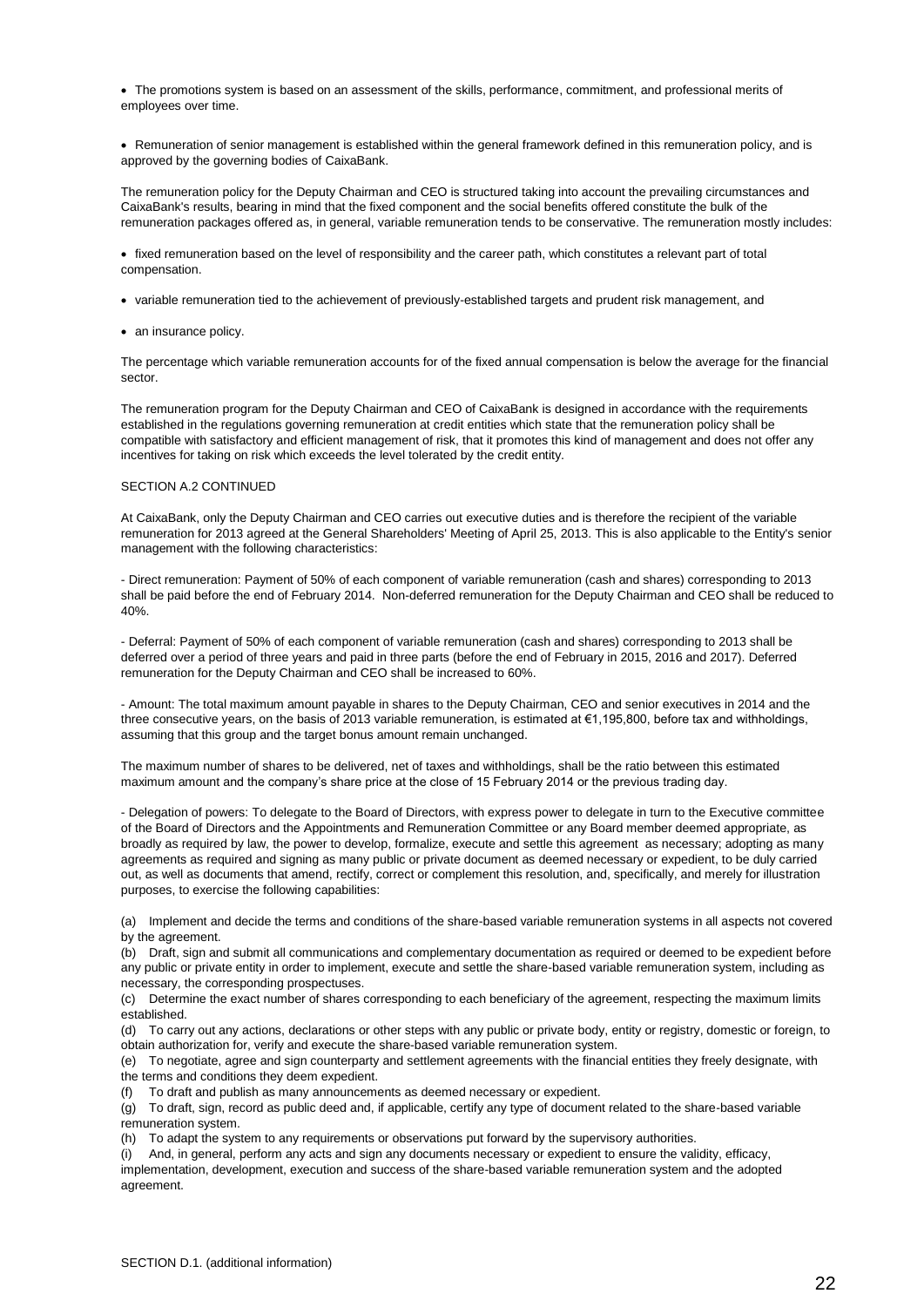- The promotions system is based on an assessment of the skills, performance, commitment, and professional merits of employees over time.

- Remuneration of senior management is established within the general framework defined in this remuneration policy, and is approved by the governing bodies of CaixaBank.

The remuneration policy for the Deputy Chairman and CEO is structured taking into account the prevailing circumstances and CaixaBank's results, bearing in mind that the fixed component and the social benefits offered constitute the bulk of the remuneration packages offered as, in general, variable remuneration tends to be conservative. The remuneration mostly includes:

- fixed remuneration based on the level of responsibility and the career path, which constitutes a relevant part of total compensation.

- variable remuneration tied to the achievement of previously-established targets and prudent risk management, and

- an insurance policy.

The percentage which variable remuneration accounts for of the fixed annual compensation is below the average for the financial sector.

The remuneration program for the Deputy Chairman and CEO of CaixaBank is designed in accordance with the requirements established in the regulations governing remuneration at credit entities which state that the remuneration policy shall be compatible with satisfactory and efficient management of risk, that it promotes this kind of management and does not offer any incentives for taking on risk which exceeds the level tolerated by the credit entity.

SECTION A.2 CONTINUED

At CaixaBank, only the Deputy Chairman and CEO carries out executive duties and is therefore the recipient of the variable remuneration for 2013 agreed at the General Shareholders' Meeting of April 25, 2013. This is also applicable to the Entity's senior management with the following characteristics:

- Direct remuneration: Payment of 50% of each component of variable remuneration (cash and shares) corresponding to 2013 shall be paid before the end of February 2014. Non-deferred remuneration for the Deputy Chairman and CEO shall be reduced to 40%.

- Deferral: Payment of 50% of each component of variable remuneration (cash and shares) corresponding to 2013 shall be deferred over a period of three years and paid in three parts (before the end of February in 2015, 2016 and 2017). Deferred remuneration for the Deputy Chairman and CEO shall be increased to 60%.

- Amount: The total maximum amount payable in shares to the Deputy Chairman, CEO and senior executives in 2014 and the three consecutive years, on the basis of 2013 variable remuneration, is estimated at €1,195,800, before tax and withholdings, assuming that this group and the target bonus amount remain unchanged.

The maximum number of shares to be delivered, net of taxes and withholdings, shall be the ratio between this estimated maximum amount and the company's share price at the close of 15 February 2014 or the previous trading day.

- Delegation of powers: To delegate to the Board of Directors, with express power to delegate in turn to the Executive committee of the Board of Directors and the Appointments and Remuneration Committee or any Board member deemed appropriate, as broadly as required by law, the power to develop, formalize, execute and settle this agreement as necessary; adopting as many agreements as required and signing as many public or private document as deemed necessary or expedient, to be duly carried out, as well as documents that amend, rectify, correct or complement this resolution, and, specifically, and merely for illustration purposes, to exercise the following capabilities:

(a) Implement and decide the terms and conditions of the share-based variable remuneration systems in all aspects not covered by the agreement.
(b) Draft, sign and submit all communications and complementary documentation as required or deemed to be expedient before any public or private entity in order to implement, execute and settle the share-based variable remuneration system, including as necessary, the corresponding prospectuses.
(c) Determine the exact number of shares corresponding to each beneficiary of the agreement, respecting the maximum limits established.
(d) To carry out any actions, declarations or other steps with any public or private body, entity or registry, domestic or foreign, to obtain authorization for, verify and execute the share-based variable remuneration system.
(e) To negotiate, agree and sign counterparty and settlement agreements with the financial entities they freely designate, with the terms and conditions they deem expedient.
(f) To draft and publish as many announcements as deemed necessary or expedient.
(g) To draft, sign, record as public deed and, if applicable, certify any type of document related to the share-based variable remuneration system.
(h) To adapt the system to any requirements or observations put forward by the supervisory authorities.
(i) And, in general, perform any acts and sign any documents necessary or expedient to ensure the validity, efficacy, implementation, development, execution and success of the share-based variable remuneration system and the adopted agreement.

SECTION D.1. (additional information)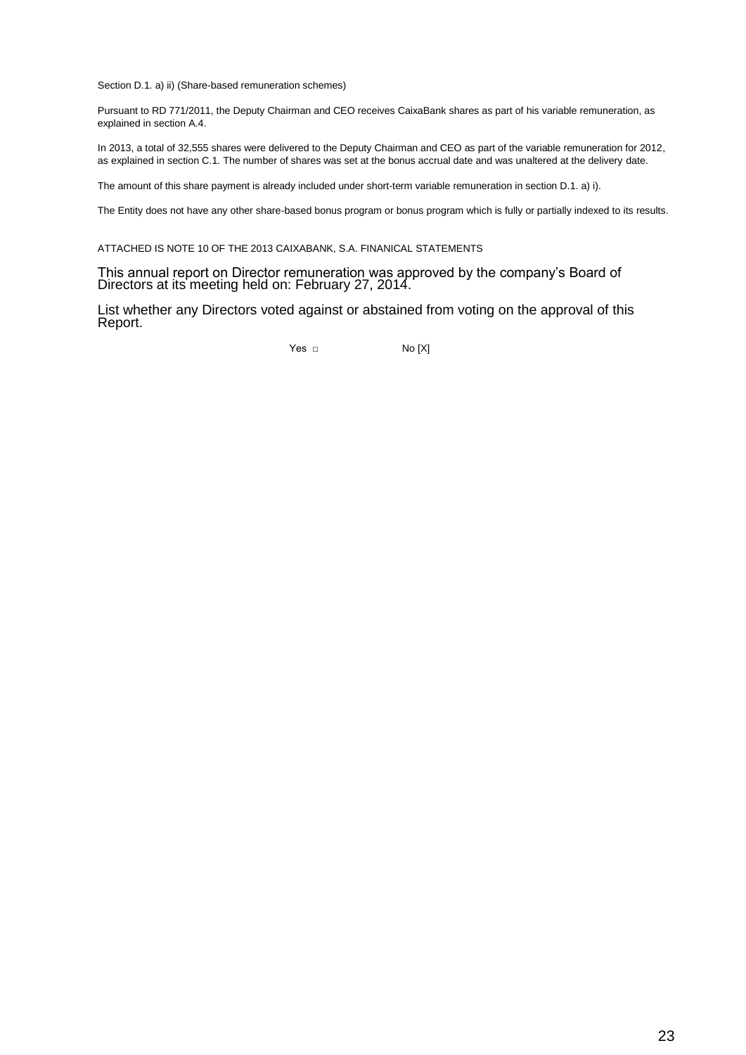Section D.1. a) ii) (Share-based remuneration schemes)

Pursuant to RD 771/2011, the Deputy Chairman and CEO receives CaixaBank shares as part of his variable remuneration, as explained in section A.4.

In 2013, a total of 32,555 shares were delivered to the Deputy Chairman and CEO as part of the variable remuneration for 2012, as explained in section C.1. The number of shares was set at the bonus accrual date and was unaltered at the delivery date.

The amount of this share payment is already included under short-term variable remuneration in section D.1. a) i).

The Entity does not have any other share-based bonus program or bonus program which is fully or partially indexed to its results.

ATTACHED IS NOTE 10 OF THE 2013 CAIXABANK, S.A. FINANICAL STATEMENTS

This annual report on Director remuneration was approved by the company's Board of Directors at its meeting held on: February 27, 2014.

List whether any Directors voted against or abstained from voting on the approval of this Report.

Yes □ No [X]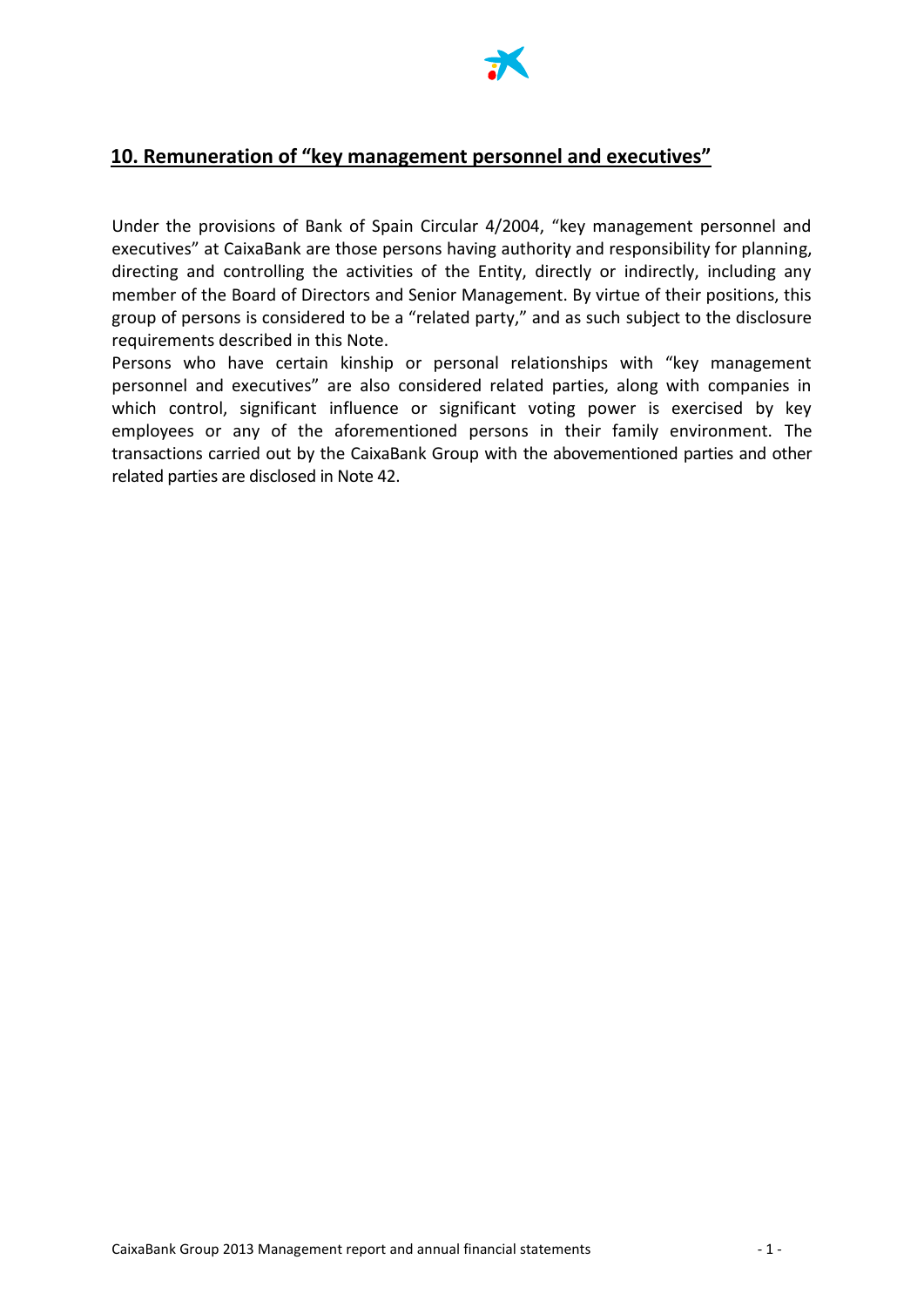## 10. Remuneration of “key management personnel and executives”

Under the provisions of Bank of Spain Circular 4/2004, “key management personnel and executives” at CaixaBank are those persons having authority and responsibility for planning, directing and controlling the activities of the Entity, directly or indirectly, including any member of the Board of Directors and Senior Management. By virtue of their positions, this group of persons is considered to be a “related party,” and as such subject to the disclosure requirements described in this Note.

Persons who have certain kinship or personal relationships with “key management personnel and executives” are also considered related parties, along with companies in which control, significant influence or significant voting power is exercised by key employees or any of the aforementioned persons in their family environment. The transactions carried out by the CaixaBank Group with the abovementioned parties and other related parties are disclosed in Note 42.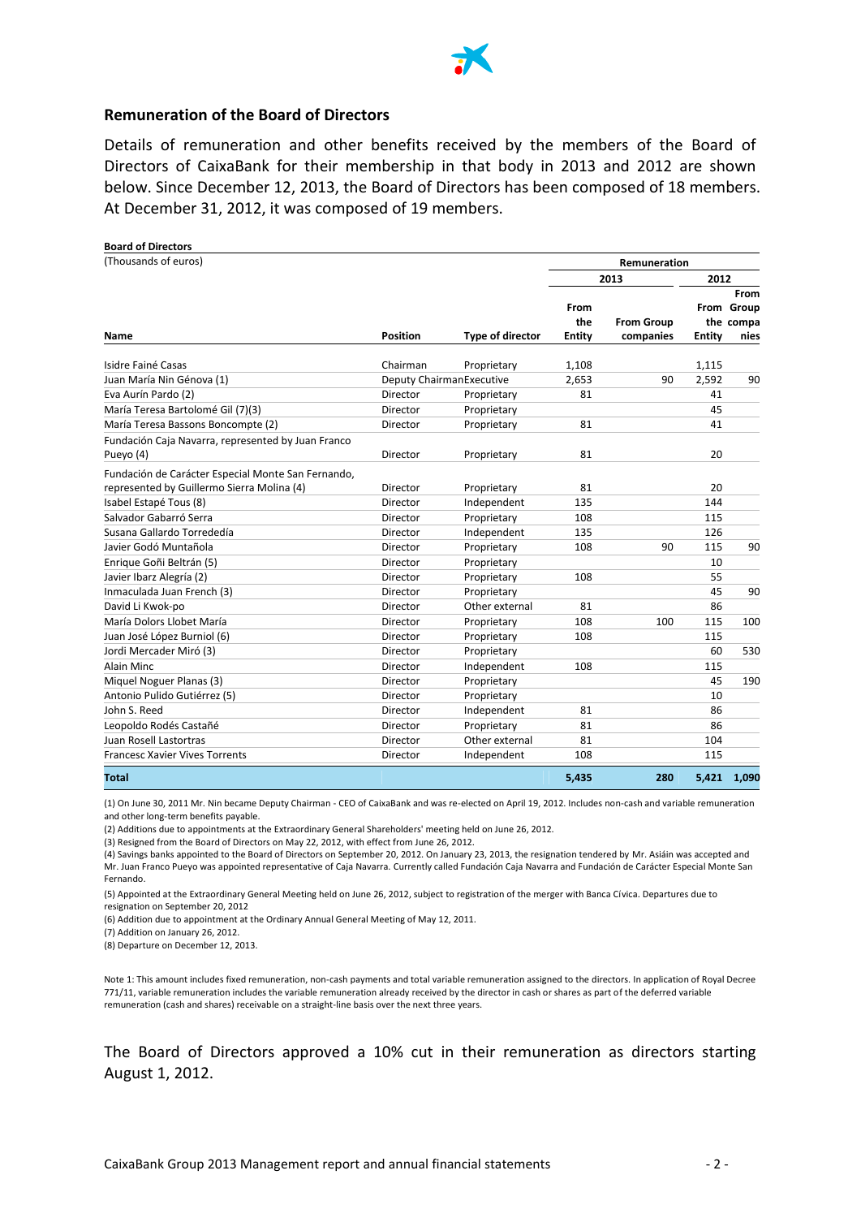## Remuneration of the Board of Directors

Details of remuneration and other benefits received by the members of the Board of Directors of CaixaBank for their membership in that body in 2013 and 2012 are shown below. Since December 12, 2013, the Board of Directors has been composed of 18 members. At December 31, 2012, it was composed of 19 members.

**Board of Directors**

(Thousands of euros)

| | | | Remuneration | | | |
|---|---|---|---|---|---|---|
| | | | 2013 | | 2012 | |
| **Name** | **Position** | **Type of director** | **From the Entity** | **From Group companies** | **From the Entity** | **From Group companies** |
| Isidre Fainé Casas | Chairman | Proprietary | 1,108 | | 1,115 | |
| Juan María Nin Génova (1) | Deputy Chairman | Executive | 2,653 | 90 | 2,592 | 90 |
| Eva Aurín Pardo (2) | Director | Proprietary | 81 | | 41 | |
| María Teresa Bartolomé Gil (7)(3) | Director | Proprietary | | | 45 | |
| María Teresa Bassons Boncompte (2) | Director | Proprietary | 81 | | 41 | |
| Fundación Caja Navarra, represented by Juan Franco Pueyo (4) | Director | Proprietary | 81 | | 20 | |
| Fundación de Carácter Especial Monte San Fernando, represented by Guillermo Sierra Molina (4) | Director | Proprietary | 81 | | 20 | |
| Isabel Estapé Tous (8) | Director | Independent | 135 | | 144 | |
| Salvador Gabarró Serra | Director | Proprietary | 108 | | 115 | |
| Susana Gallardo Torrededía | Director | Independent | 135 | | 126 | |
| Javier Godó Muntañola | Director | Proprietary | 108 | 90 | 115 | 90 |
| Enrique Goñi Beltrán (5) | Director | Proprietary | | | 10 | |
| Javier Ibarz Alegría (2) | Director | Proprietary | 108 | | 55 | |
| Inmaculada Juan French (3) | Director | Proprietary | | | 45 | 90 |
| David Li Kwok-po | Director | Other external | 81 | | 86 | |
| María Dolors Llobet María | Director | Proprietary | 108 | 100 | 115 | 100 |
| Juan José López Burniol (6) | Director | Proprietary | 108 | | 115 | |
| Jordi Mercader Miró (3) | Director | Proprietary | | | 60 | 530 |
| Alain Minc | Director | Independent | 108 | | 115 | |
| Miquel Noguer Planas (3) | Director | Proprietary | | | 45 | 190 |
| Antonio Pulido Gutiérrez (5) | Director | Proprietary | | | 10 | |
| John S. Reed | Director | Independent | 81 | | 86 | |
| Leopoldo Rodés Castañé | Director | Proprietary | 81 | | 86 | |
| Juan Rosell Lastortras | Director | Other external | 81 | | 104 | |
| Francesc Xavier Vives Torrents | Director | Independent | 108 | | 115 | |
| **Total** | | | **5,435** | **280** | **5,421** | **1,090** |

(1) On June 30, 2011 Mr. Nin became Deputy Chairman - CEO of CaixaBank and was re-elected on April 19, 2012. Includes non-cash and variable remuneration and other long-term benefits payable.

(2) Additions due to appointments at the Extraordinary General Shareholders' meeting held on June 26, 2012.

(3) Resigned from the Board of Directors on May 22, 2012, with effect from June 26, 2012.

(4) Savings banks appointed to the Board of Directors on September 20, 2012. On January 23, 2013, the resignation tendered by Mr. Asiáin was accepted and Mr. Juan Franco Pueyo was appointed representative of Caja Navarra. Currently called Fundación Caja Navarra and Fundación de Carácter Especial Monte San Fernando.

(5) Appointed at the Extraordinary General Meeting held on June 26, 2012, subject to registration of the merger with Banca Cívica. Departures due to resignation on September 20, 2012

(6) Addition due to appointment at the Ordinary Annual General Meeting of May 12, 2011.

(7) Addition on January 26, 2012.

(8) Departure on December 12, 2013.

Note 1: This amount includes fixed remuneration, non-cash payments and total variable remuneration assigned to the directors. In application of Royal Decree 771/11, variable remuneration includes the variable remuneration already received by the director in cash or shares as part of the deferred variable remuneration (cash and shares) receivable on a straight-line basis over the next three years.

The Board of Directors approved a 10% cut in their remuneration as directors starting August 1, 2012.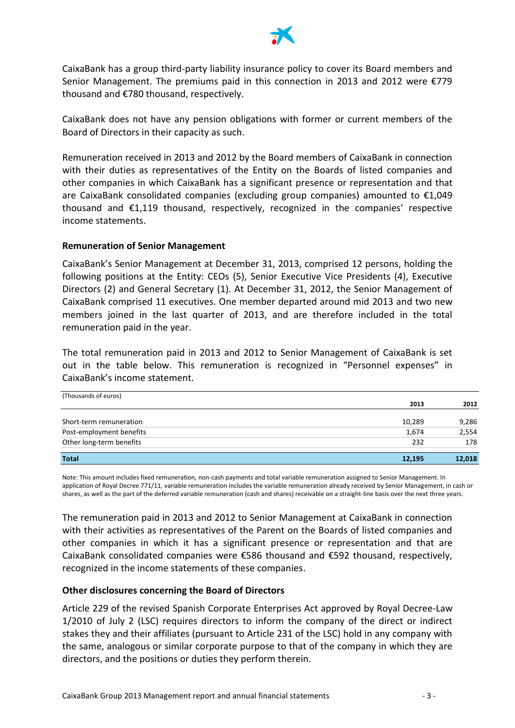CaixaBank has a group third-party liability insurance policy to cover its Board members and Senior Management. The premiums paid in this connection in 2013 and 2012 were €779 thousand and €780 thousand, respectively.

CaixaBank does not have any pension obligations with former or current members of the Board of Directors in their capacity as such.

Remuneration received in 2013 and 2012 by the Board members of CaixaBank in connection with their duties as representatives of the Entity on the Boards of listed companies and other companies in which CaixaBank has a significant presence or representation and that are CaixaBank consolidated companies (excluding group companies) amounted to €1,049 thousand and €1,119 thousand, respectively, recognized in the companies' respective income statements.

**Remuneration of Senior Management**

CaixaBank's Senior Management at December 31, 2013, comprised 12 persons, holding the following positions at the Entity: CEOs (5), Senior Executive Vice Presidents (4), Executive Directors (2) and General Secretary (1). At December 31, 2012, the Senior Management of CaixaBank comprised 11 executives. One member departed around mid 2013 and two new members joined in the last quarter of 2013, and are therefore included in the total remuneration paid in the year.

The total remuneration paid in 2013 and 2012 to Senior Management of CaixaBank is set out in the table below. This remuneration is recognized in "Personnel expenses" in CaixaBank's income statement.

| (Thousands of euros) | 2013 | 2012 |
|---|---|---|
| Short-term remuneration | 10,289 | 9,286 |
| Post-employment benefits | 1,674 | 2,554 |
| Other long-term benefits | 232 | 178 |
| **Total** | **12,195** | **12,018** |

Note: This amount includes fixed remuneration, non-cash payments and total variable remuneration assigned to Senior Management. In application of Royal Decree 771/11, variable remuneration includes the variable remuneration already received by Senior Management, in cash or shares, as well as the part of the deferred variable remuneration (cash and shares) receivable on a straight-line basis over the next three years.

The remuneration paid in 2013 and 2012 to Senior Management at CaixaBank in connection with their activities as representatives of the Parent on the Boards of listed companies and other companies in which it has a significant presence or representation and that are CaixaBank consolidated companies were €586 thousand and €592 thousand, respectively, recognized in the income statements of these companies.

**Other disclosures concerning the Board of Directors**

Article 229 of the revised Spanish Corporate Enterprises Act approved by Royal Decree-Law 1/2010 of July 2 (LSC) requires directors to inform the company of the direct or indirect stakes they and their affiliates (pursuant to Article 231 of the LSC) hold in any company with the same, analogous or similar corporate purpose to that of the company in which they are directors, and the positions or duties they perform therein.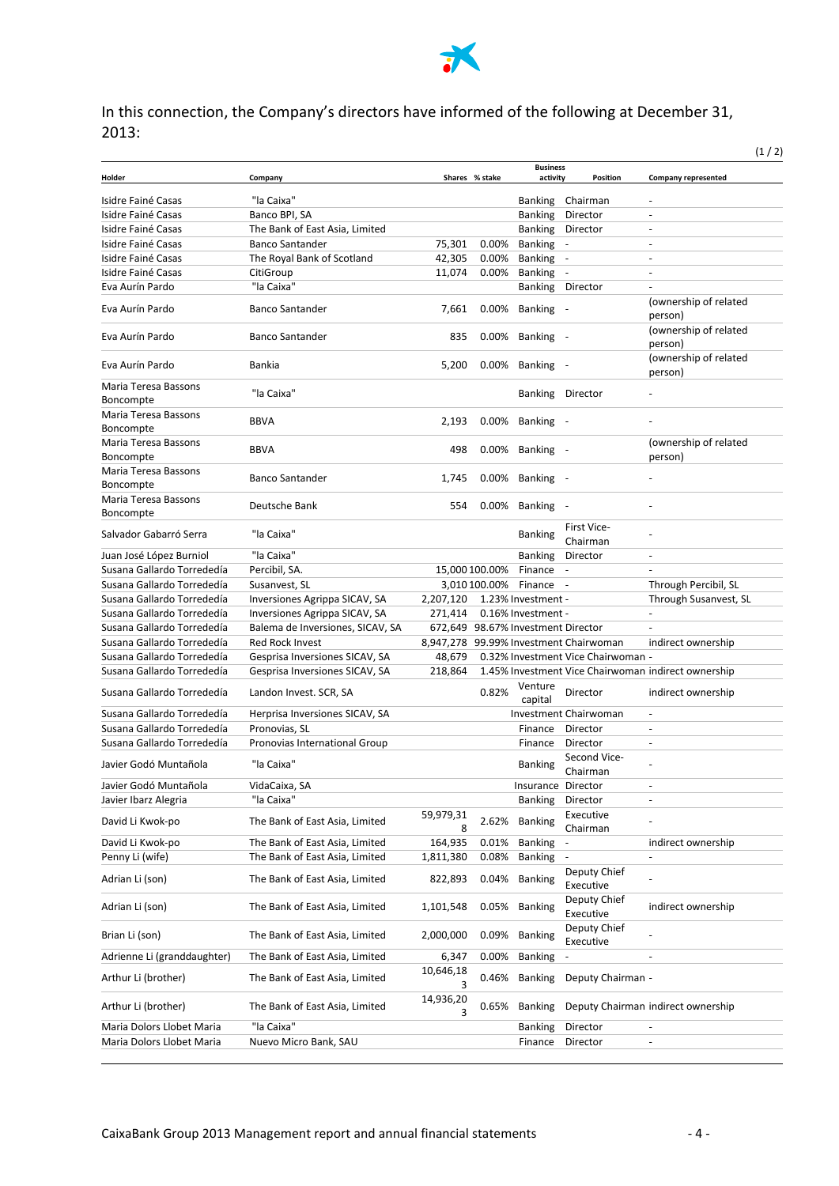In this connection, the Company's directors have informed of the following at December 31, 2013:

(1 / 2)

| Holder | Company | Shares | % stake | Business activity | Position | Company represented |
|---|---|---|---|---|---|---|
| Isidre Fainé Casas | "la Caixa" | | | Banking | Chairman | - |
| Isidre Fainé Casas | Banco BPI, SA | | | Banking | Director | - |
| Isidre Fainé Casas | The Bank of East Asia, Limited | | | Banking | Director | - |
| Isidre Fainé Casas | Banco Santander | 75,301 | 0.00% | Banking | - | - |
| Isidre Fainé Casas | The Royal Bank of Scotland | 42,305 | 0.00% | Banking | - | - |
| Isidre Fainé Casas | CitiGroup | 11,074 | 0.00% | Banking | - | - |
| Eva Aurín Pardo | "la Caixa" | | | Banking | Director | - |
| Eva Aurín Pardo | Banco Santander | 7,661 | 0.00% | Banking | - | (ownership of related person) |
| Eva Aurín Pardo | Banco Santander | 835 | 0.00% | Banking | - | (ownership of related person) |
| Eva Aurín Pardo | Bankia | 5,200 | 0.00% | Banking | - | (ownership of related person) |
| Maria Teresa Bassons Boncompte | "la Caixa" | | | Banking | Director | - |
| Maria Teresa Bassons Boncompte | BBVA | 2,193 | 0.00% | Banking | - | - |
| Maria Teresa Bassons Boncompte | BBVA | 498 | 0.00% | Banking | - | (ownership of related person) |
| Maria Teresa Bassons Boncompte | Banco Santander | 1,745 | 0.00% | Banking | - | - |
| Maria Teresa Bassons Boncompte | Deutsche Bank | 554 | 0.00% | Banking | - | - |
| Salvador Gabarró Serra | "la Caixa" | | | Banking | First Vice-Chairman | - |
| Juan José López Burniol | "la Caixa" | | | Banking | Director | - |
| Susana Gallardo Torrededía | Percibil, SA. | 15,000 | 100.00% | Finance | - | - |
| Susana Gallardo Torrededía | Susanvest, SL | 3,010 | 100.00% | Finance | - | Through Percibil, SL |
| Susana Gallardo Torrededía | Inversiones Agrippa SICAV, SA | 2,207,120 | 1.23% | Investment | - | Through Susanvest, SL |
| Susana Gallardo Torrededía | Inversiones Agrippa SICAV, SA | 271,414 | 0.16% | Investment | - | - |
| Susana Gallardo Torrededía | Balema de Inversiones, SICAV, SA | 672,649 | 98.67% | Investment | Director | - |
| Susana Gallardo Torrededía | Red Rock Invest | 8,947,278 | 99.99% | Investment | Chairwoman | indirect ownership |
| Susana Gallardo Torrededía | Gesprisa Inversiones SICAV, SA | 48,679 | 0.32% | Investment | Vice Chairwoman | - |
| Susana Gallardo Torrededía | Gesprisa Inversiones SICAV, SA | 218,864 | 1.45% | Investment | Vice Chairwoman | indirect ownership |
| Susana Gallardo Torrededía | Landon Invest. SCR, SA | | 0.82% | Venture capital | Director | indirect ownership |
| Susana Gallardo Torrededía | Herprisa Inversiones SICAV, SA | | | Investment | Chairwoman | - |
| Susana Gallardo Torrededía | Pronovias, SL | | | Finance | Director | - |
| Susana Gallardo Torrededía | Pronovias International Group | | | Finance | Director | - |
| Javier Godó Muntañola | "la Caixa" | | | Banking | Second Vice-Chairman | - |
| Javier Godó Muntañola | VidaCaixa, SA | | | Insurance | Director | - |
| Javier Ibarz Alegria | "la Caixa" | | | Banking | Director | - |
| David Li Kwok-po | The Bank of East Asia, Limited | 59,979,318 | 2.62% | Banking | Executive Chairman | - |
| David Li Kwok-po | The Bank of East Asia, Limited | 164,935 | 0.01% | Banking | - | indirect ownership |
| Penny Li (wife) | The Bank of East Asia, Limited | 1,811,380 | 0.08% | Banking | - | - |
| Adrian Li (son) | The Bank of East Asia, Limited | 822,893 | 0.04% | Banking | Deputy Chief Executive | - |
| Adrian Li (son) | The Bank of East Asia, Limited | 1,101,548 | 0.05% | Banking | Deputy Chief Executive | indirect ownership |
| Brian Li (son) | The Bank of East Asia, Limited | 2,000,000 | 0.09% | Banking | Deputy Chief Executive | - |
| Adrienne Li (granddaughter) | The Bank of East Asia, Limited | 6,347 | 0.00% | Banking | - | - |
| Arthur Li (brother) | The Bank of East Asia, Limited | 10,646,183 | 0.46% | Banking | Deputy Chairman | - |
| Arthur Li (brother) | The Bank of East Asia, Limited | 14,936,203 | 0.65% | Banking | Deputy Chairman | indirect ownership |
| Maria Dolors Llobet Maria | "la Caixa" | | | Banking | Director | - |
| Maria Dolors Llobet Maria | Nuevo Micro Bank, SAU | | | Finance | Director | - |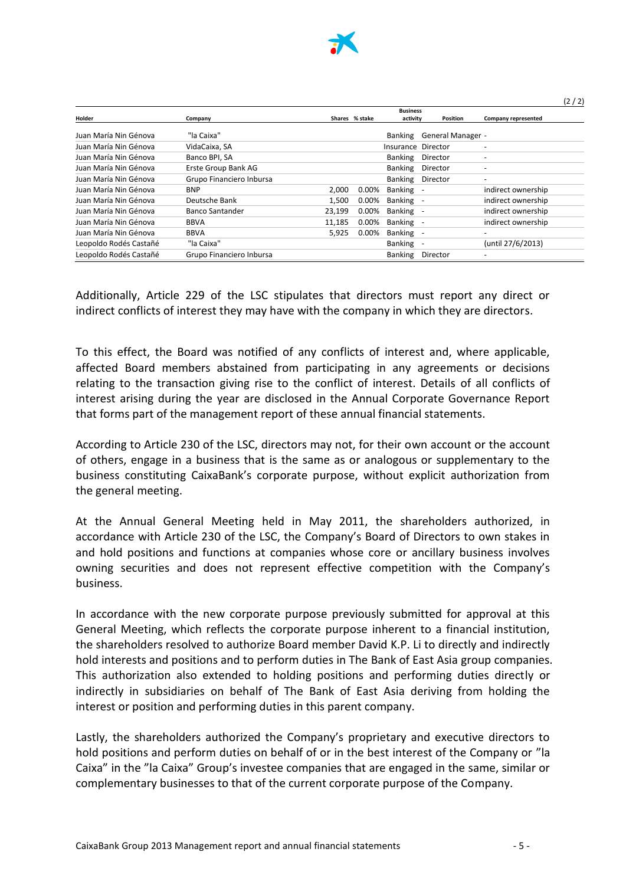(2 / 2)

| Holder | Company | Shares | % stake | Business activity | Position | Company represented |
|---|---|---|---|---|---|---|
| Juan María Nin Génova | "la Caixa" | | | Banking | General Manager | - |
| Juan María Nin Génova | VidaCaixa, SA | | | Insurance | Director | - |
| Juan María Nin Génova | Banco BPI, SA | | | Banking | Director | - |
| Juan María Nin Génova | Erste Group Bank AG | | | Banking | Director | - |
| Juan María Nin Génova | Grupo Financiero Inbursa | | | Banking | Director | - |
| Juan María Nin Génova | BNP | 2,000 | 0.00% | Banking | - | indirect ownership |
| Juan María Nin Génova | Deutsche Bank | 1,500 | 0.00% | Banking | - | indirect ownership |
| Juan María Nin Génova | Banco Santander | 23,199 | 0.00% | Banking | - | indirect ownership |
| Juan María Nin Génova | BBVA | 11,185 | 0.00% | Banking | - | indirect ownership |
| Juan María Nin Génova | BBVA | 5,925 | 0.00% | Banking | - | - |
| Leopoldo Rodés Castañé | "la Caixa" | | | Banking | - | (until 27/6/2013) |
| Leopoldo Rodés Castañé | Grupo Financiero Inbursa | | | Banking | Director | - |

Additionally, Article 229 of the LSC stipulates that directors must report any direct or indirect conflicts of interest they may have with the company in which they are directors.

To this effect, the Board was notified of any conflicts of interest and, where applicable, affected Board members abstained from participating in any agreements or decisions relating to the transaction giving rise to the conflict of interest. Details of all conflicts of interest arising during the year are disclosed in the Annual Corporate Governance Report that forms part of the management report of these annual financial statements.

According to Article 230 of the LSC, directors may not, for their own account or the account of others, engage in a business that is the same as or analogous or supplementary to the business constituting CaixaBank's corporate purpose, without explicit authorization from the general meeting.

At the Annual General Meeting held in May 2011, the shareholders authorized, in accordance with Article 230 of the LSC, the Company's Board of Directors to own stakes in and hold positions and functions at companies whose core or ancillary business involves owning securities and does not represent effective competition with the Company's business.

In accordance with the new corporate purpose previously submitted for approval at this General Meeting, which reflects the corporate purpose inherent to a financial institution, the shareholders resolved to authorize Board member David K.P. Li to directly and indirectly hold interests and positions and to perform duties in The Bank of East Asia group companies. This authorization also extended to holding positions and performing duties directly or indirectly in subsidiaries on behalf of The Bank of East Asia deriving from holding the interest or position and performing duties in this parent company.

Lastly, the shareholders authorized the Company's proprietary and executive directors to hold positions and perform duties on behalf of or in the best interest of the Company or "la Caixa" in the "la Caixa" Group's investee companies that are engaged in the same, similar or complementary businesses to that of the current corporate purpose of the Company.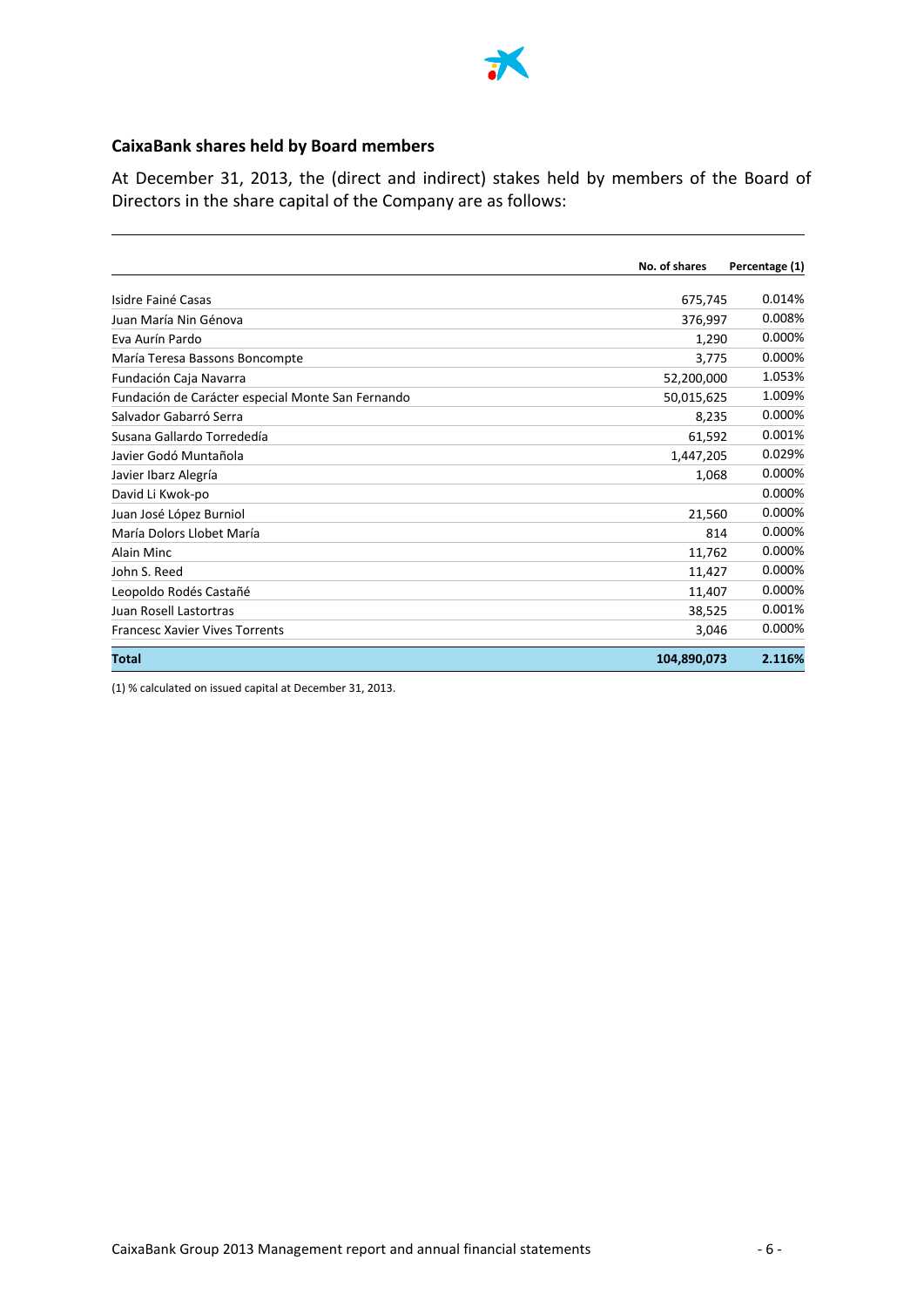## CaixaBank shares held by Board members

At December 31, 2013, the (direct and indirect) stakes held by members of the Board of Directors in the share capital of the Company are as follows:

| | No. of shares | Percentage (1) |
|---|---|---|
| Isidre Fainé Casas | 675,745 | 0.014% |
| Juan María Nin Génova | 376,997 | 0.008% |
| Eva Aurín Pardo | 1,290 | 0.000% |
| María Teresa Bassons Boncompte | 3,775 | 0.000% |
| Fundación Caja Navarra | 52,200,000 | 1.053% |
| Fundación de Carácter especial Monte San Fernando | 50,015,625 | 1.009% |
| Salvador Gabarró Serra | 8,235 | 0.000% |
| Susana Gallardo Torrededía | 61,592 | 0.001% |
| Javier Godó Muntañola | 1,447,205 | 0.029% |
| Javier Ibarz Alegría | 1,068 | 0.000% |
| David Li Kwok-po | | 0.000% |
| Juan José López Burniol | 21,560 | 0.000% |
| María Dolors Llobet María | 814 | 0.000% |
| Alain Minc | 11,762 | 0.000% |
| John S. Reed | 11,427 | 0.000% |
| Leopoldo Rodés Castañé | 11,407 | 0.000% |
| Juan Rosell Lastortras | 38,525 | 0.001% |
| Francesc Xavier Vives Torrents | 3,046 | 0.000% |
| **Total** | **104,890,073** | **2.116%** |

(1) % calculated on issued capital at December 31, 2013.